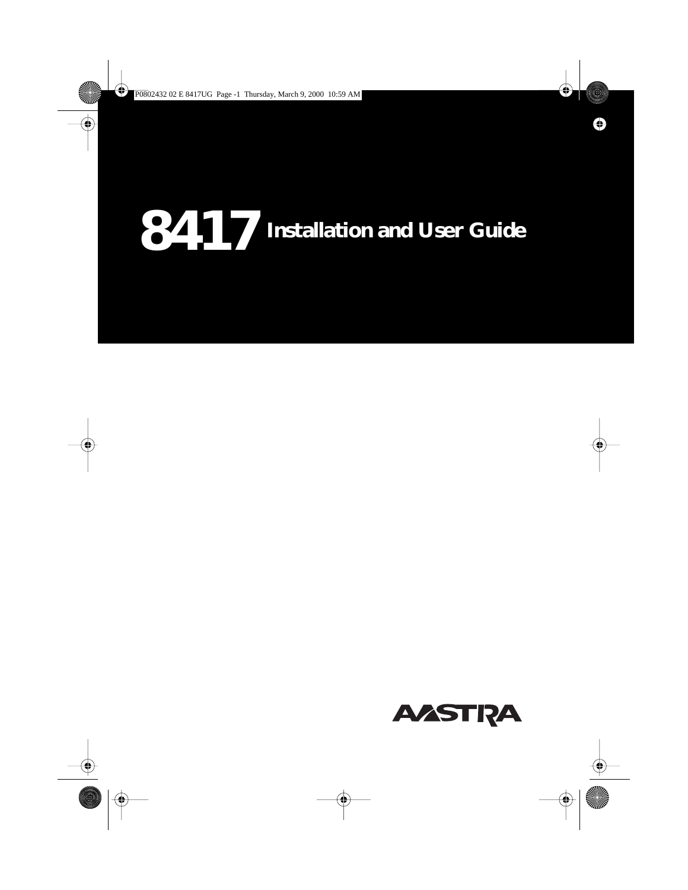# 8417 Installation and User Guide

AASTRA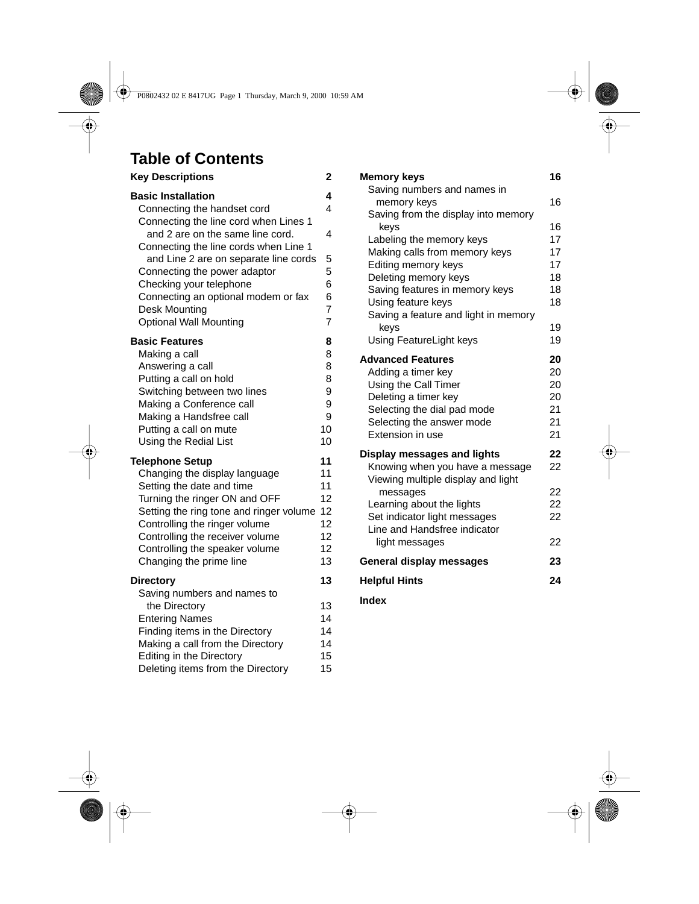# Table of Contents

| | |
|---|---|
| **Key Descriptions** | **2** |
| **Basic Installation** | **4** |
| Connecting the handset cord | 4 |
| Connecting the line cord when Lines 1 and 2 are on the same line cord. | 4 |
| Connecting the line cords when Line 1 and Line 2 are on separate line cords | 5 |
| Connecting the power adaptor | 5 |
| Checking your telephone | 6 |
| Connecting an optional modem or fax | 6 |
| Desk Mounting | 7 |
| Optional Wall Mounting | 7 |
| **Basic Features** | **8** |
| Making a call | 8 |
| Answering a call | 8 |
| Putting a call on hold | 8 |
| Switching between two lines | 9 |
| Making a Conference call | 9 |
| Making a Handsfree call | 9 |
| Putting a call on mute | 10 |
| Using the Redial List | 10 |
| **Telephone Setup** | **11** |
| Changing the display language | 11 |
| Setting the date and time | 11 |
| Turning the ringer ON and OFF | 12 |
| Setting the ring tone and ringer volume | 12 |
| Controlling the ringer volume | 12 |
| Controlling the receiver volume | 12 |
| Controlling the speaker volume | 12 |
| Changing the prime line | 13 |
| **Directory** | **13** |
| Saving numbers and names to the Directory | 13 |
| Entering Names | 14 |
| Finding items in the Directory | 14 |
| Making a call from the Directory | 14 |
| Editing in the Directory | 15 |
| Deleting items from the Directory | 15 |
| **Memory keys** | **16** |
| Saving numbers and names in memory keys | 16 |
| Saving from the display into memory keys | 16 |
| Labeling the memory keys | 17 |
| Making calls from memory keys | 17 |
| Editing memory keys | 17 |
| Deleting memory keys | 18 |
| Saving features in memory keys | 18 |
| Using feature keys | 18 |
| Saving a feature and light in memory keys | 19 |
| Using FeatureLight keys | 19 |
| **Advanced Features** | **20** |
| Adding a timer key | 20 |
| Using the Call Timer | 20 |
| Deleting a timer key | 20 |
| Selecting the dial pad mode | 21 |
| Selecting the answer mode | 21 |
| Extension in use | 21 |
| **Display messages and lights** | **22** |
| Knowing when you have a message | 22 |
| Viewing multiple display and light messages | 22 |
| Learning about the lights | 22 |
| Set indicator light messages | 22 |
| Line and Handsfree indicator light messages | 22 |
| **General display messages** | **23** |
| **Helpful Hints** | **24** |
| **Index** | |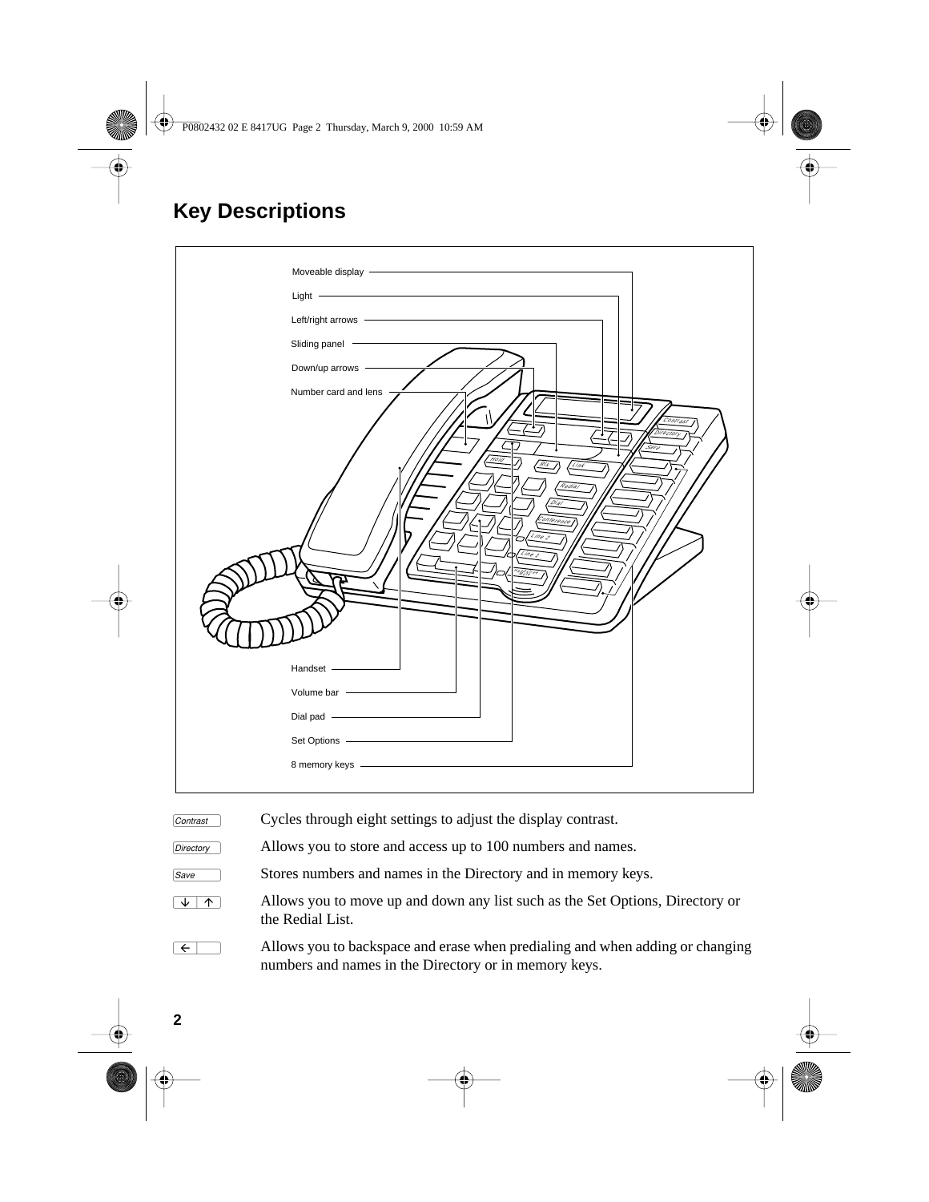## Key Descriptions

Moveable display

Light

Left/right arrows

Sliding panel

Down/up arrows

Number card and lens

Handset

Volume bar

Dial pad

Set Options

8 memory keys

| Key | Description |
| --- | --- |
| Contrast | Cycles through eight settings to adjust the display contrast. |
| Directory | Allows you to store and access up to 100 numbers and names. |
| Save | Stores numbers and names in the Directory and in memory keys. |
| ↓ ↑ | Allows you to move up and down any list such as the Set Options, Directory or the Redial List. |
| ← | Allows you to backspace and erase when predialing and when adding or changing numbers and names in the Directory or in memory keys. |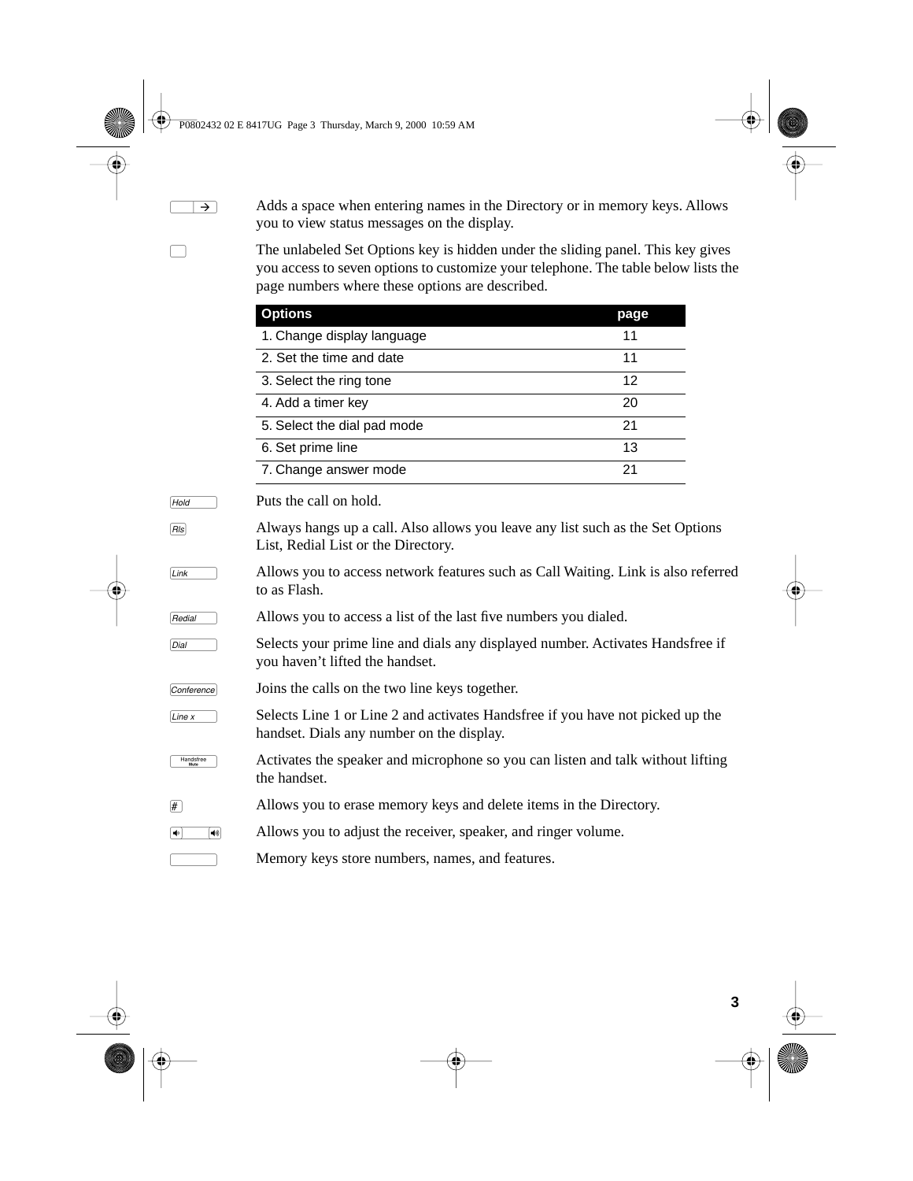| Key | Description |
| --- | --- |
| → | Adds a space when entering names in the Directory or in memory keys. Allows you to view status messages on the display. |
| (unlabeled) | The unlabeled Set Options key is hidden under the sliding panel. This key gives you access to seven options to customize your telephone. The table below lists the page numbers where these options are described. |

| Options | page |
| --- | --- |
| 1. Change display language | 11 |
| 2. Set the time and date | 11 |
| 3. Select the ring tone | 12 |
| 4. Add a timer key | 20 |
| 5. Select the dial pad mode | 21 |
| 6. Set prime line | 13 |
| 7. Change answer mode | 21 |

| Key | Description |
| --- | --- |
| Hold | Puts the call on hold. |
| Rls | Always hangs up a call. Also allows you leave any list such as the Set Options List, Redial List or the Directory. |
| Link | Allows you to access network features such as Call Waiting. Link is also referred to as Flash. |
| Redial | Allows you to access a list of the last five numbers you dialed. |
| Dial | Selects your prime line and dials any displayed number. Activates Handsfree if you haven't lifted the handset. |
| Conference | Joins the calls on the two line keys together. |
| Line x | Selects Line 1 or Line 2 and activates Handsfree if you have not picked up the handset. Dials any number on the display. |
| Handsfree Mute | Activates the speaker and microphone so you can listen and talk without lifting the handset. |
| # | Allows you to erase memory keys and delete items in the Directory. |
| Volume | Allows you to adjust the receiver, speaker, and ringer volume. |
| (blank key) | Memory keys store numbers, names, and features. |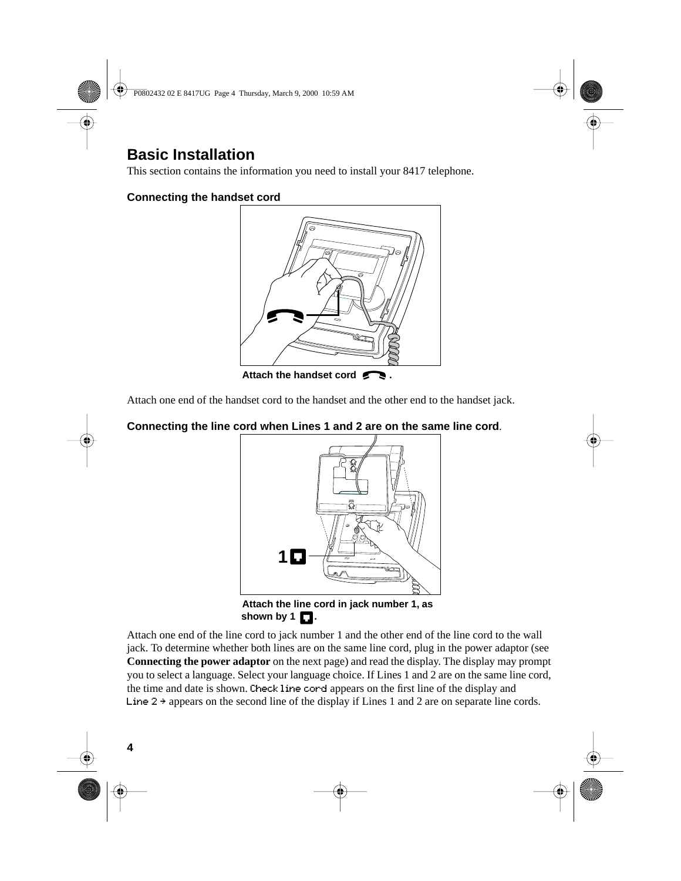# Basic Installation

This section contains the information you need to install your 8417 telephone.

### Connecting the handset cord

Attach the handset cord .

Attach one end of the handset cord to the handset and the other end to the handset jack.

### Connecting the line cord when Lines 1 and 2 are on the same line cord.

Attach the line cord in jack number 1, as shown by 1 .

Attach one end of the line cord to jack number 1 and the other end of the line cord to the wall jack. To determine whether both lines are on the same line cord, plug in the power adaptor (see **Connecting the power adaptor** on the next page) and read the display. The display may prompt you to select a language. Select your language choice. If Lines 1 and 2 are on the same line cord, the time and date is shown. Check line cord appears on the first line of the display and Line 2 → appears on the second line of the display if Lines 1 and 2 are on separate line cords.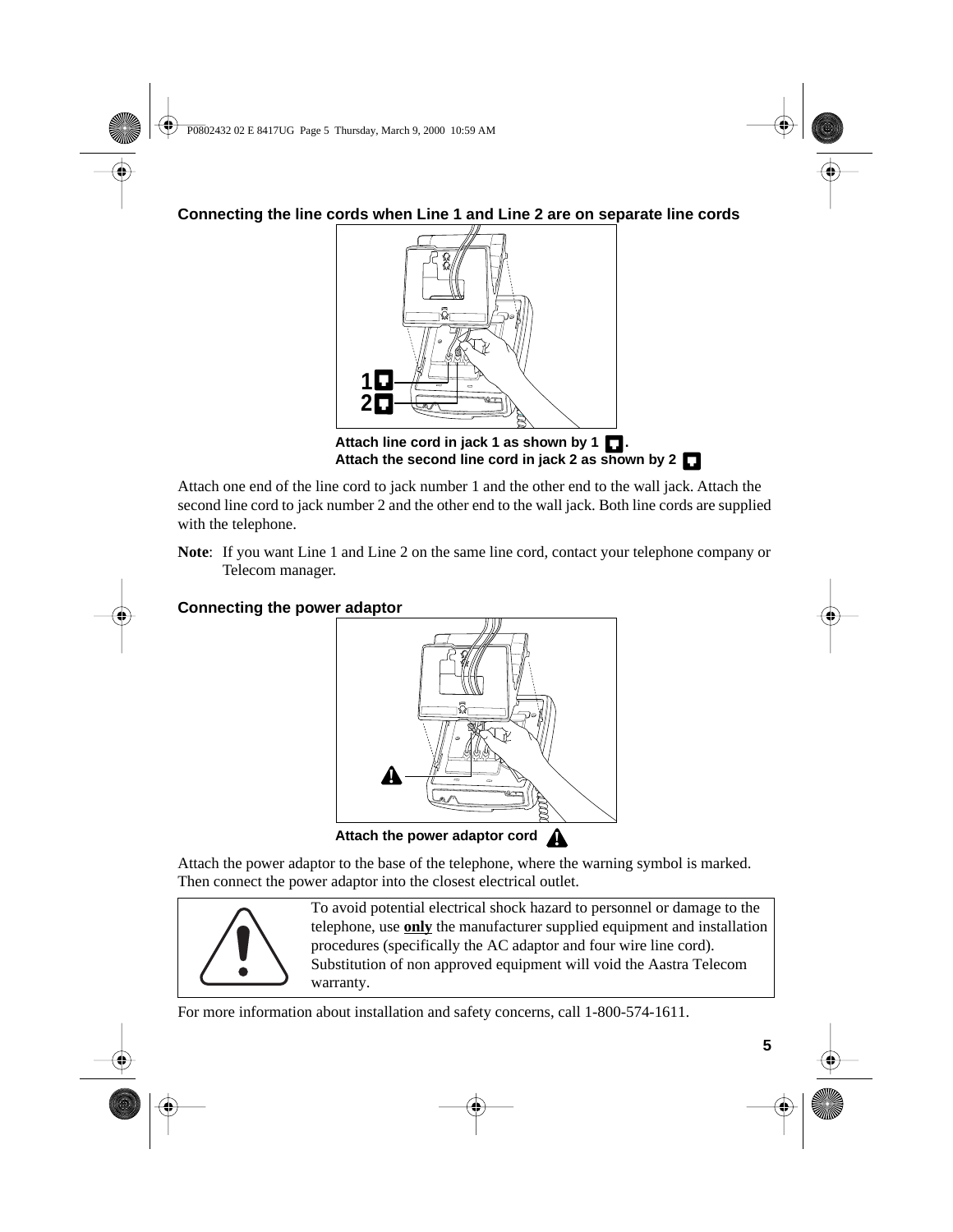### Connecting the line cords when Line 1 and Line 2 are on separate line cords

Attach line cord in jack 1 as shown by 1.
Attach the second line cord in jack 2 as shown by 2

Attach one end of the line cord to jack number 1 and the other end to the wall jack. Attach the second line cord to jack number 2 and the other end to the wall jack. Both line cords are supplied with the telephone.

**Note**: If you want Line 1 and Line 2 on the same line cord, contact your telephone company or Telecom manager.

### Connecting the power adaptor

Attach the power adaptor cord

Attach the power adaptor to the base of the telephone, where the warning symbol is marked. Then connect the power adaptor into the closest electrical outlet.

To avoid potential electrical shock hazard to personnel or damage to the telephone, use **only** the manufacturer supplied equipment and installation procedures (specifically the AC adaptor and four wire line cord). Substitution of non approved equipment will void the Aastra Telecom warranty.

For more information about installation and safety concerns, call 1-800-574-1611.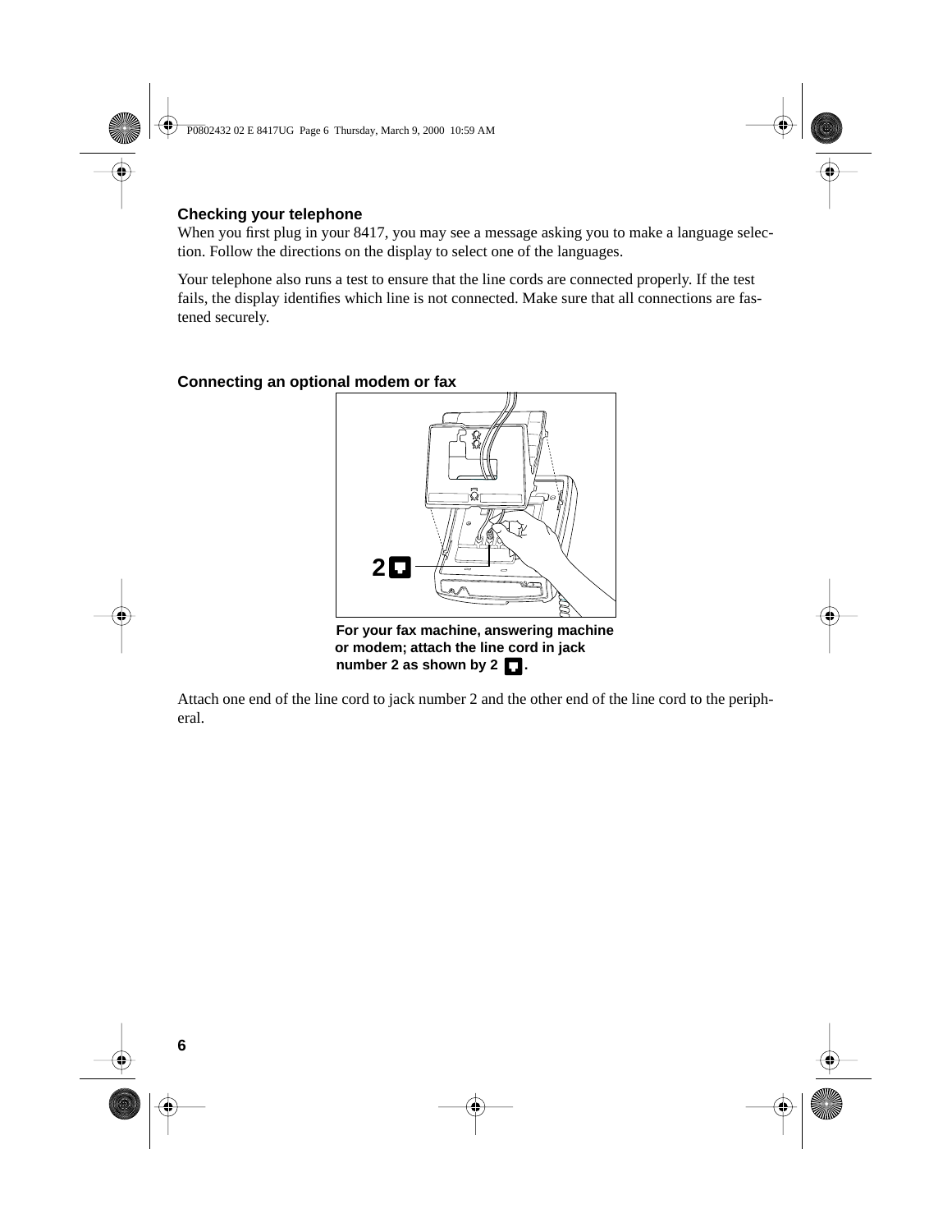### Checking your telephone

When you first plug in your 8417, you may see a message asking you to make a language selection. Follow the directions on the display to select one of the languages.

Your telephone also runs a test to ensure that the line cords are connected properly. If the test fails, the display identifies which line is not connected. Make sure that all connections are fastened securely.

### Connecting an optional modem or fax

**For your fax machine, answering machine or modem; attach the line cord in jack number 2 as shown by 2.**

Attach one end of the line cord to jack number 2 and the other end of the line cord to the peripheral.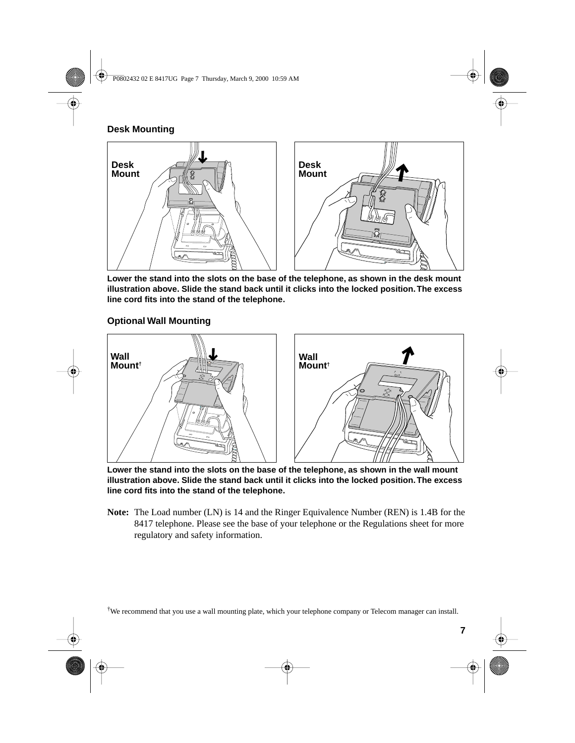## Desk Mounting

Lower the stand into the slots on the base of the telephone, as shown in the desk mount illustration above. Slide the stand back until it clicks into the locked position. The excess line cord fits into the stand of the telephone.

## Optional Wall Mounting

Lower the stand into the slots on the base of the telephone, as shown in the wall mount illustration above. Slide the stand back until it clicks into the locked position. The excess line cord fits into the stand of the telephone.

**Note:** The Load number (LN) is 14 and the Ringer Equivalence Number (REN) is 1.4B for the 8417 telephone. Please see the base of your telephone or the Regulations sheet for more regulatory and safety information.

†We recommend that you use a wall mounting plate, which your telephone company or Telecom manager can install.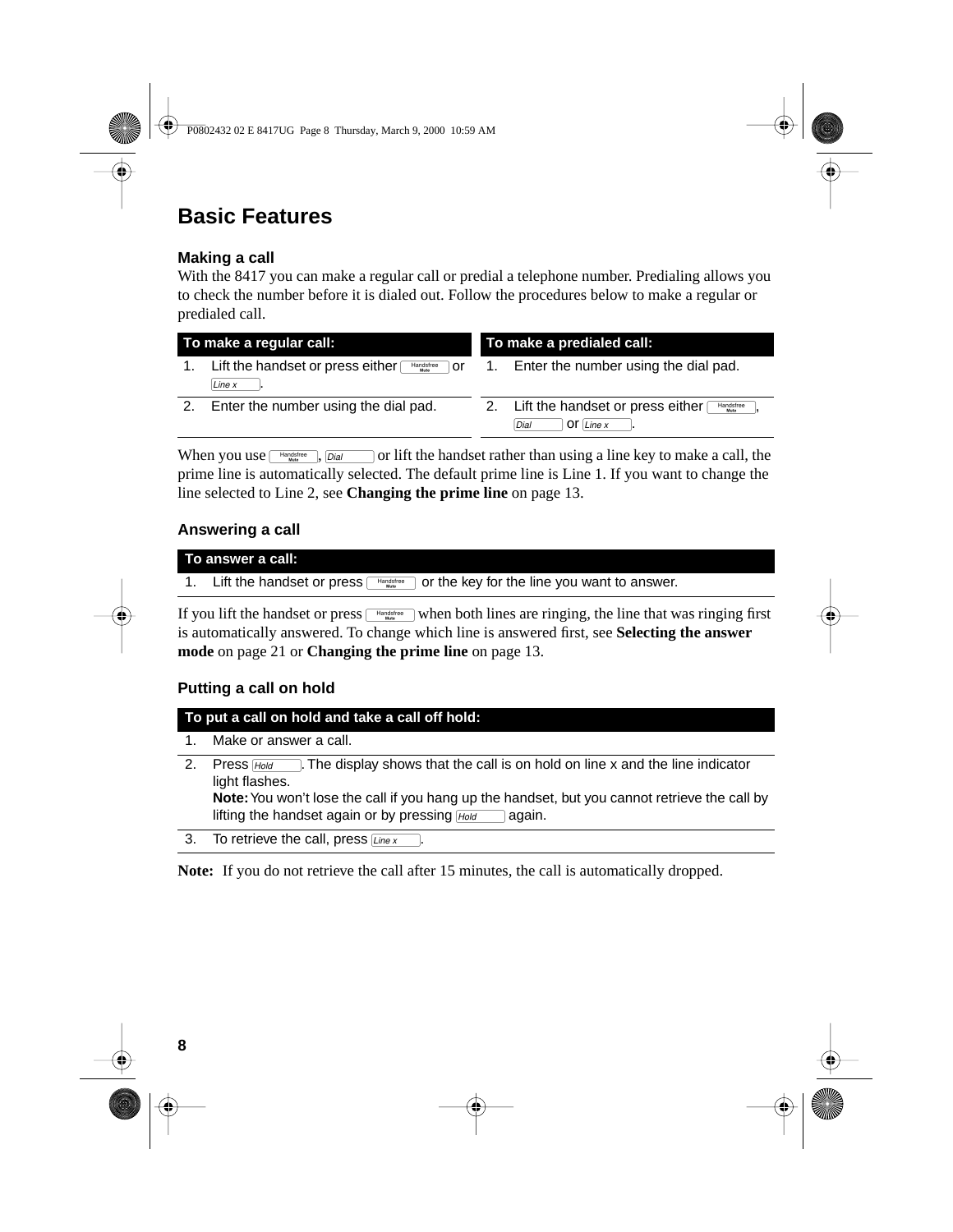# Basic Features

### Making a call

With the 8417 you can make a regular call or predial a telephone number. Predialing allows you to check the number before it is dialed out. Follow the procedures below to make a regular or predialed call.

| To make a regular call: | To make a predialed call: |
|---|---|
| 1. Lift the handset or press either Handsfree/Mute or Line x. | 1. Enter the number using the dial pad. |
| 2. Enter the number using the dial pad. | 2. Lift the handset or press either Handsfree/Mute, Dial or Line x. |

When you use Handsfree/Mute, Dial or lift the handset rather than using a line key to make a call, the prime line is automatically selected. The default prime line is Line 1. If you want to change the line selected to Line 2, see **Changing the prime line** on page 13.

### Answering a call

| To answer a call: |
|---|
| 1. Lift the handset or press Handsfree/Mute or the key for the line you want to answer. |

If you lift the handset or press Handsfree/Mute when both lines are ringing, the line that was ringing first is automatically answered. To change which line is answered first, see **Selecting the answer mode** on page 21 or **Changing the prime line** on page 13.

### Putting a call on hold

| To put a call on hold and take a call off hold: |
|---|
| 1. Make or answer a call. |
| 2. Press Hold. The display shows that the call is on hold on line x and the line indicator light flashes. **Note:** You won't lose the call if you hang up the handset, but you cannot retrieve the call by lifting the handset again or by pressing Hold again. |
| 3. To retrieve the call, press Line x. |

**Note:** If you do not retrieve the call after 15 minutes, the call is automatically dropped.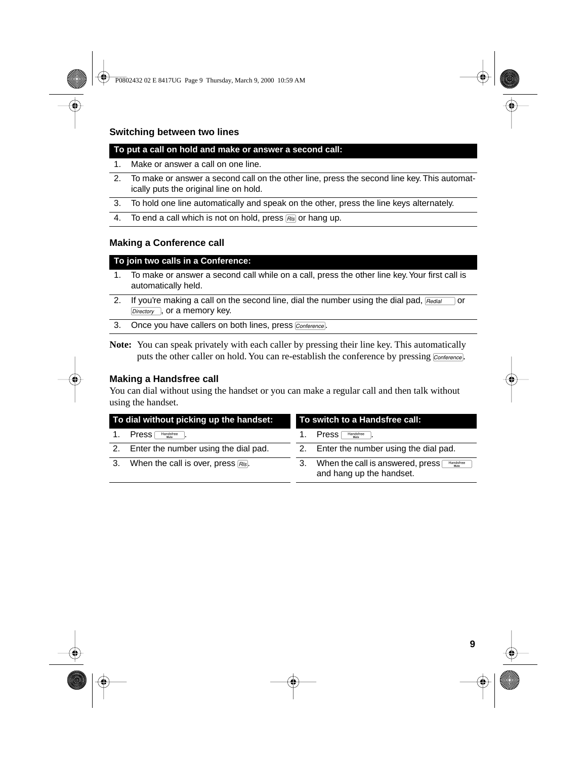### Switching between two lines

| To put a call on hold and make or answer a second call: |
|---|
| 1. Make or answer a call on one line. |
| 2. To make or answer a second call on the other line, press the second line key. This automatically puts the original line on hold. |
| 3. To hold one line automatically and speak on the other, press the line keys alternately. |
| 4. To end a call which is not on hold, press Rls or hang up. |

### Making a Conference call

| To join two calls in a Conference: |
|---|
| 1. To make or answer a second call while on a call, press the other line key. Your first call is automatically held. |
| 2. If you're making a call on the second line, dial the number using the dial pad, Redial or Directory, or a memory key. |
| 3. Once you have callers on both lines, press Conference. |

**Note:** You can speak privately with each caller by pressing their line key. This automatically puts the other caller on hold. You can re-establish the conference by pressing Conference.

### Making a Handsfree call

You can dial without using the handset or you can make a regular call and then talk without using the handset.

| To dial without picking up the handset: |
|---|
| 1. Press Handsfree Mute. |
| 2. Enter the number using the dial pad. |
| 3. When the call is over, press Rls. |

| To switch to a Handsfree call: |
|---|
| 1. Press Handsfree Mute. |
| 2. Enter the number using the dial pad. |
| 3. When the call is answered, press Handsfree Mute and hang up the handset. |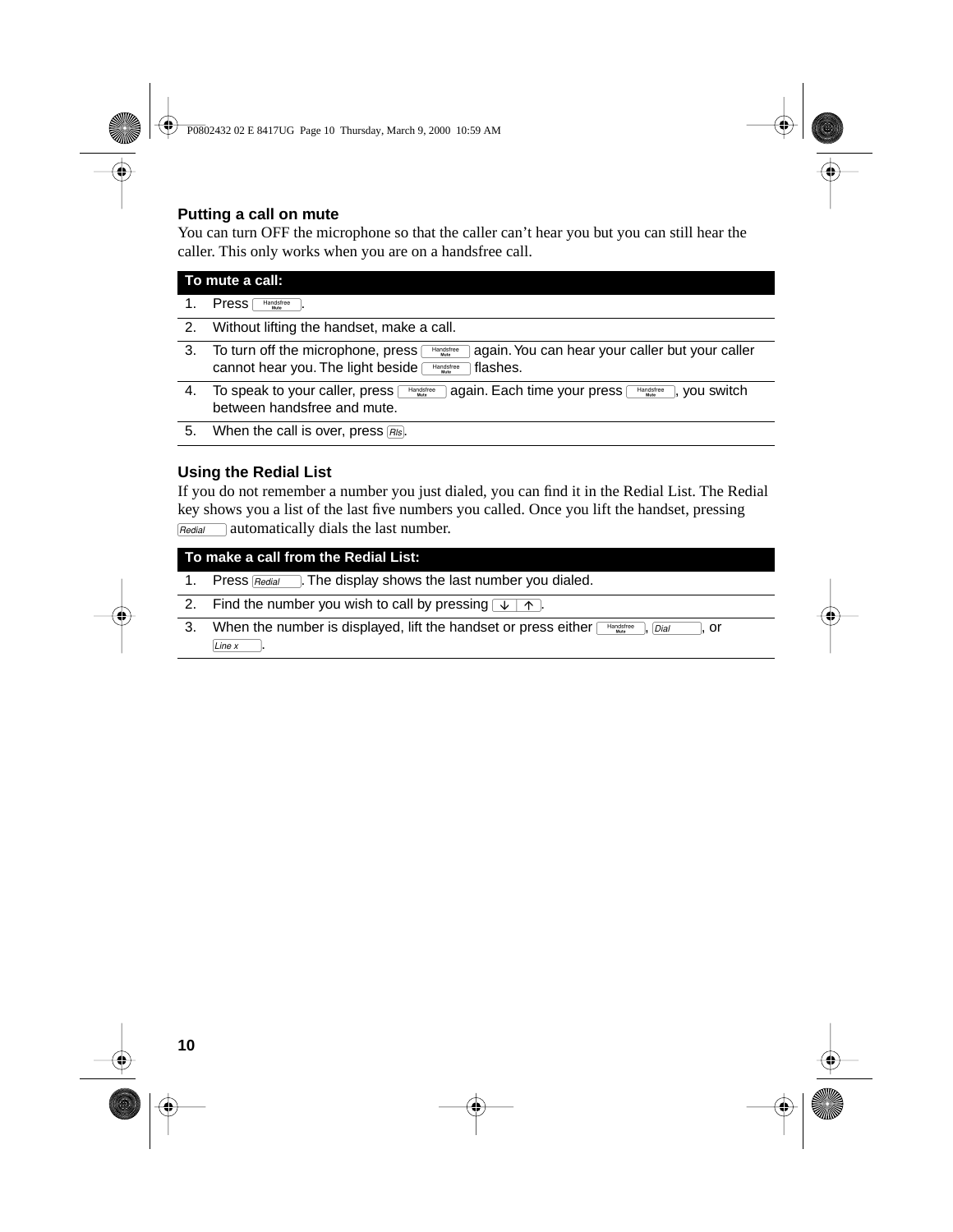## Putting a call on mute

You can turn OFF the microphone so that the caller can't hear you but you can still hear the caller. This only works when you are on a handsfree call.

| To mute a call: | |
|---|---|
| 1. | Press Handsfree/Mute. |
| 2. | Without lifting the handset, make a call. |
| 3. | To turn off the microphone, press Handsfree/Mute again. You can hear your caller but your caller cannot hear you. The light beside Handsfree/Mute flashes. |
| 4. | To speak to your caller, press Handsfree/Mute again. Each time your press Handsfree/Mute, you switch between handsfree and mute. |
| 5. | When the call is over, press Rls. |

## Using the Redial List

If you do not remember a number you just dialed, you can find it in the Redial List. The Redial key shows you a list of the last five numbers you called. Once you lift the handset, pressing Redial automatically dials the last number.

| To make a call from the Redial List: | |
|---|---|
| 1. | Press Redial. The display shows the last number you dialed. |
| 2. | Find the number you wish to call by pressing ↓ ↑. |
| 3. | When the number is displayed, lift the handset or press either Handsfree/Mute, Dial, or Line x. |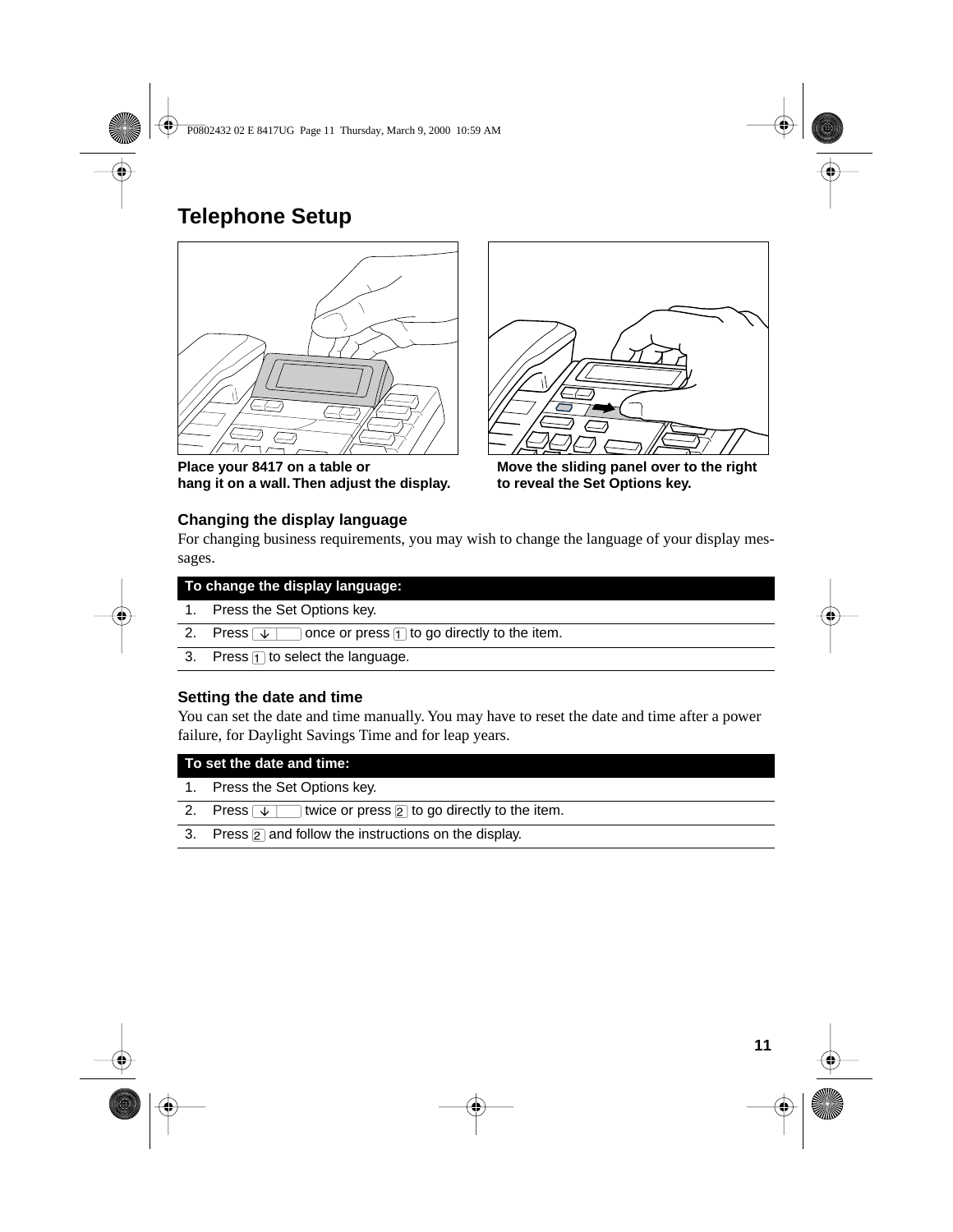# Telephone Setup

Place your 8417 on a table or hang it on a wall. Then adjust the display.

Move the sliding panel over to the right to reveal the Set Options key.

### Changing the display language

For changing business requirements, you may wish to change the language of your display messages.

| To change the display language: | |
|---|---|
| 1. | Press the Set Options key. |
| 2. | Press [↓] once or press [1] to go directly to the item. |
| 3. | Press [1] to select the language. |

### Setting the date and time

You can set the date and time manually. You may have to reset the date and time after a power failure, for Daylight Savings Time and for leap years.

| To set the date and time: | |
|---|---|
| 1. | Press the Set Options key. |
| 2. | Press [↓] twice or press [2] to go directly to the item. |
| 3. | Press [2] and follow the instructions on the display. |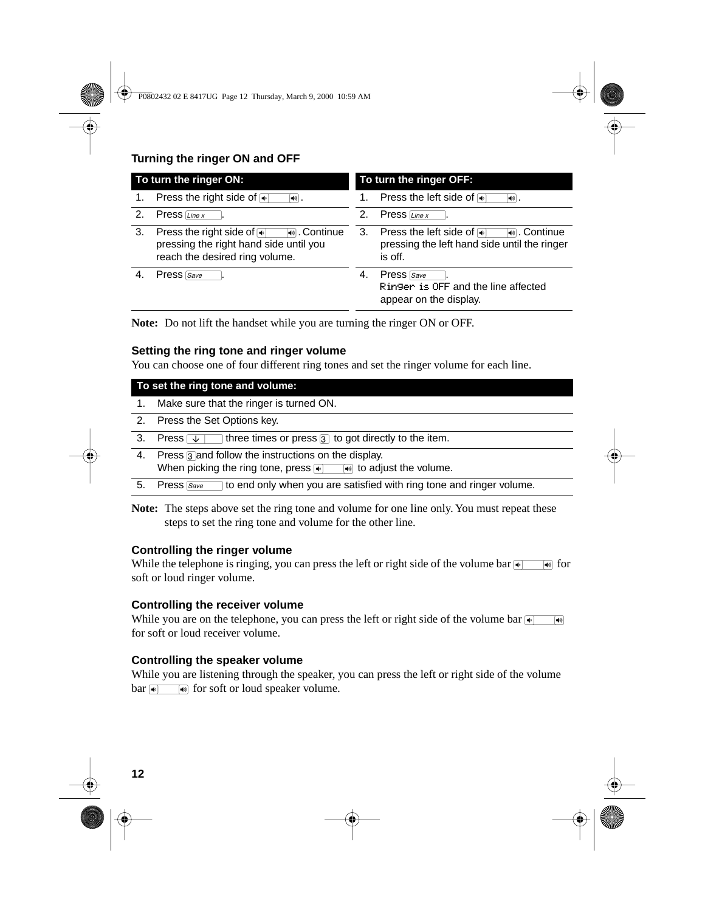### Turning the ringer ON and OFF

| To turn the ringer ON: | |
|---|---|
| 1. | Press the right side of [volume bar]. |
| 2. | Press [Line x]. |
| 3. | Press the right side of [volume bar]. Continue pressing the right hand side until you reach the desired ring volume. |
| 4. | Press [Save]. |

| To turn the ringer OFF: | |
|---|---|
| 1. | Press the left side of [volume bar]. |
| 2. | Press [Line x]. |
| 3. | Press the left side of [volume bar]. Continue pressing the left hand side until the ringer is off. |
| 4. | Press [Save]. `Ringer is OFF` and the line affected appear on the display. |

**Note:** Do not lift the handset while you are turning the ringer ON or OFF.

### Setting the ring tone and ringer volume

You can choose one of four different ring tones and set the ringer volume for each line.

| To set the ring tone and volume: | |
|---|---|
| 1. | Make sure that the ringer is turned ON. |
| 2. | Press the Set Options key. |
| 3. | Press [↓] three times or press [3] to got directly to the item. |
| 4. | Press [3] and follow the instructions on the display. When picking the ring tone, press [volume bar] to adjust the volume. |
| 5. | Press [Save] to end only when you are satisfied with ring tone and ringer volume. |

**Note:** The steps above set the ring tone and volume for one line only. You must repeat these steps to set the ring tone and volume for the other line.

### Controlling the ringer volume

While the telephone is ringing, you can press the left or right side of the volume bar [volume bar] for soft or loud ringer volume.

### Controlling the receiver volume

While you are on the telephone, you can press the left or right side of the volume bar [volume bar] for soft or loud receiver volume.

### Controlling the speaker volume

While you are listening through the speaker, you can press the left or right side of the volume bar [volume bar] for soft or loud speaker volume.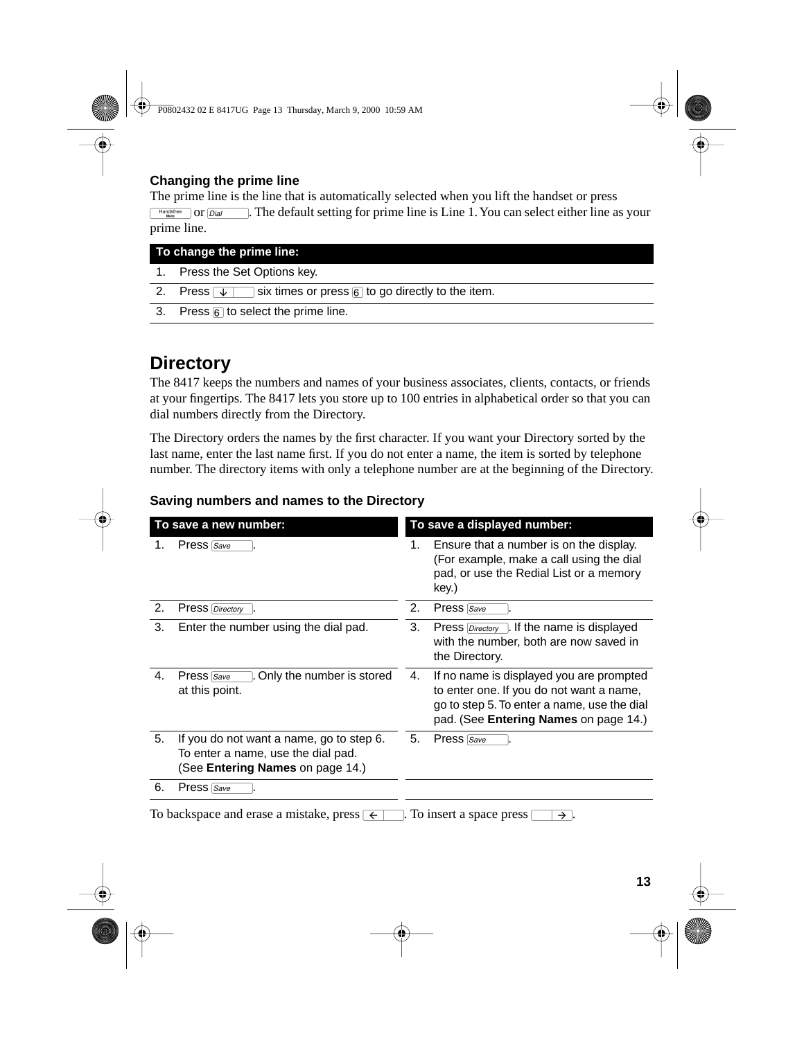### Changing the prime line

The prime line is the line that is automatically selected when you lift the handset or press [Handsfree Mute] or [Dial]. The default setting for prime line is Line 1. You can select either line as your prime line.

| To change the prime line: | |
|---|---|
| 1. | Press the Set Options key. |
| 2. | Press [↓] six times or press [6] to go directly to the item. |
| 3. | Press [6] to select the prime line. |

## Directory

The 8417 keeps the numbers and names of your business associates, clients, contacts, or friends at your fingertips. The 8417 lets you store up to 100 entries in alphabetical order so that you can dial numbers directly from the Directory.

The Directory orders the names by the first character. If you want your Directory sorted by the last name, enter the last name first. If you do not enter a name, the item is sorted by telephone number. The directory items with only a telephone number are at the beginning of the Directory.

### Saving numbers and names to the Directory

| To save a new number: | |
|---|---|
| 1. | Press [Save]. |
| 2. | Press [Directory]. |
| 3. | Enter the number using the dial pad. |
| 4. | Press [Save]. Only the number is stored at this point. |
| 5. | If you do not want a name, go to step 6. To enter a name, use the dial pad. (See **Entering Names** on page 14.) |
| 6. | Press [Save]. |

| To save a displayed number: | |
|---|---|
| 1. | Ensure that a number is on the display. (For example, make a call using the dial pad, or use the Redial List or a memory key.) |
| 2. | Press [Save]. |
| 3. | Press [Directory]. If the name is displayed with the number, both are now saved in the Directory. |
| 4. | If no name is displayed you are prompted to enter one. If you do not want a name, go to step 5. To enter a name, use the dial pad. (See **Entering Names** on page 14.) |
| 5. | Press [Save]. |

To backspace and erase a mistake, press [←]. To insert a space press [→].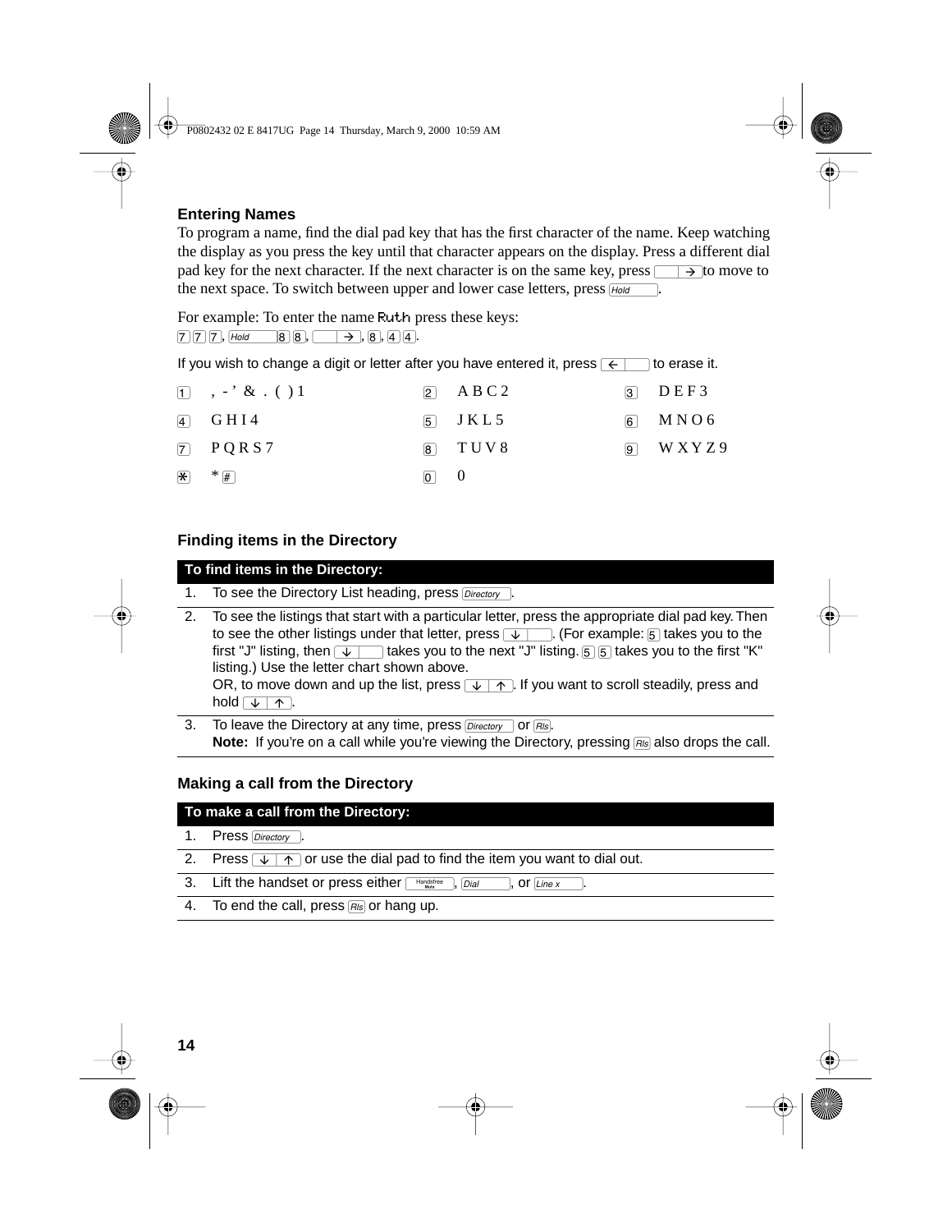## Entering Names

To program a name, find the dial pad key that has the first character of the name. Keep watching the display as you press the key until that character appears on the display. Press a different dial pad key for the next character. If the next character is on the same key, press [→] to move to the next space. To switch between upper and lower case letters, press [Hold].

For example: To enter the name Ruth press these keys:
[7] [7] [7], [Hold] [8] [8], [→], [8], [4] [4].

If you wish to change a digit or letter after you have entered it, press [←] to erase it.

| | | | | | |
|---|---|---|---|---|---|
| 1 | , - ’ & . ( ) 1 | 2 | A B C 2 | 3 | D E F 3 |
| 4 | G H I 4 | 5 | J K L 5 | 6 | M N O 6 |
| 7 | P Q R S 7 | 8 | T U V 8 | 9 | W X Y Z 9 |
| * | * # | 0 | 0 | | |

## Finding items in the Directory

**To find items in the Directory:**

1. To see the Directory List heading, press [Directory].
2. To see the listings that start with a particular letter, press the appropriate dial pad key. Then to see the other listings under that letter, press [↓]. (For example: [5] takes you to the first "J" listing, then [↓] takes you to the next "J" listing. [5] [5] takes you to the first "K" listing.) Use the letter chart shown above.
   OR, to move down and up the list, press [↓ ↑]. If you want to scroll steadily, press and hold [↓ ↑].
3. To leave the Directory at any time, press [Directory] or [Rls].
   **Note:** If you’re on a call while you’re viewing the Directory, pressing [Rls] also drops the call.

## Making a call from the Directory

**To make a call from the Directory:**

1. Press [Directory].
2. Press [↓ ↑] or use the dial pad to find the item you want to dial out.
3. Lift the handset or press either [Handsfree Mute], [Dial], or [Line x].
4. To end the call, press [Rls] or hang up.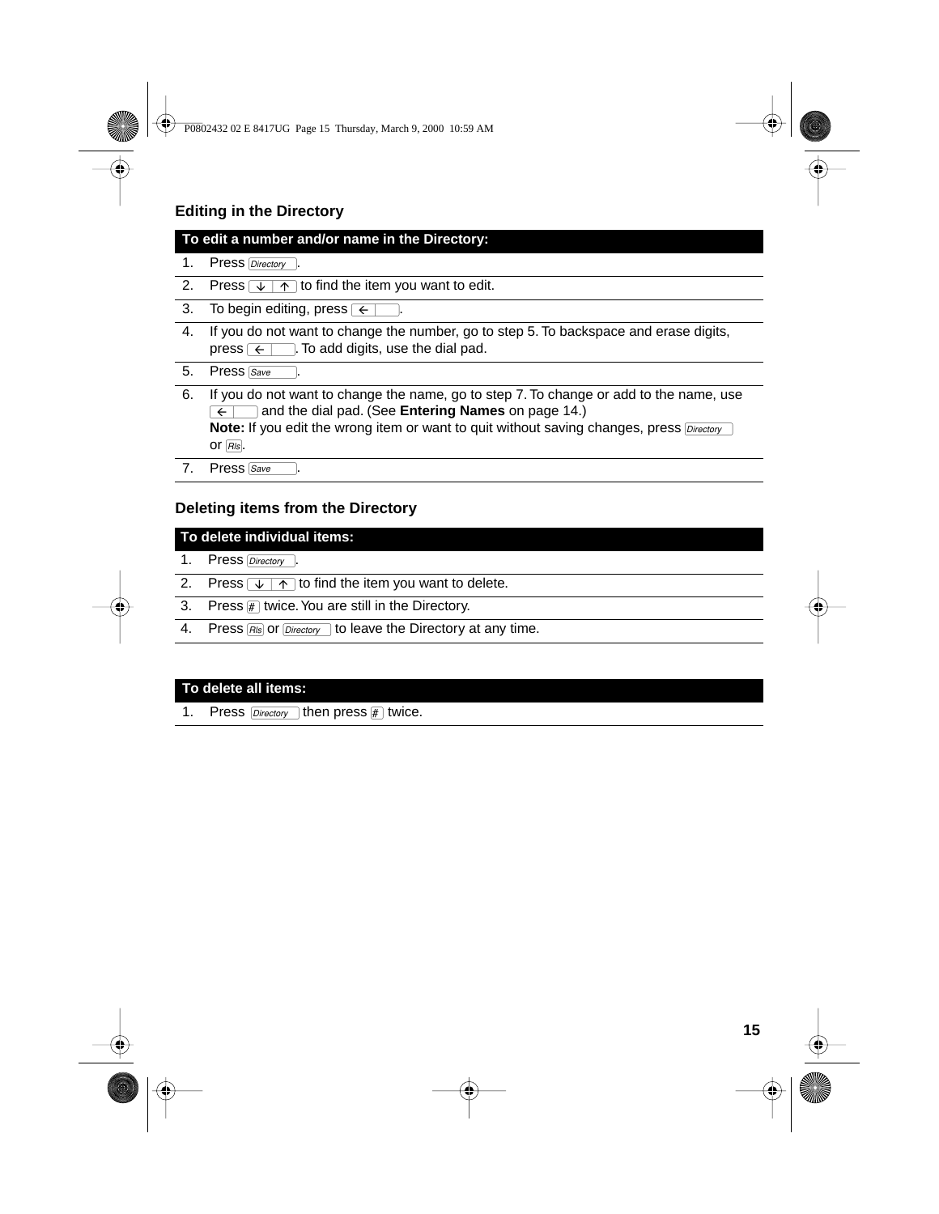## Editing in the Directory

| To edit a number and/or name in the Directory: | |
|---|---|
| 1. | Press Directory. |
| 2. | Press ↓ ↑ to find the item you want to edit. |
| 3. | To begin editing, press ←. |
| 4. | If you do not want to change the number, go to step 5. To backspace and erase digits, press ←. To add digits, use the dial pad. |
| 5. | Press Save. |
| 6. | If you do not want to change the name, go to step 7. To change or add to the name, use ← and the dial pad. (See **Entering Names** on page 14.)<br>**Note:** If you edit the wrong item or want to quit without saving changes, press Directory or Rls. |
| 7. | Press Save. |

## Deleting items from the Directory

| To delete individual items: | |
|---|---|
| 1. | Press Directory. |
| 2. | Press ↓ ↑ to find the item you want to delete. |
| 3. | Press # twice. You are still in the Directory. |
| 4. | Press Rls or Directory to leave the Directory at any time. |

| To delete all items: | |
|---|---|
| 1. | Press Directory then press # twice. |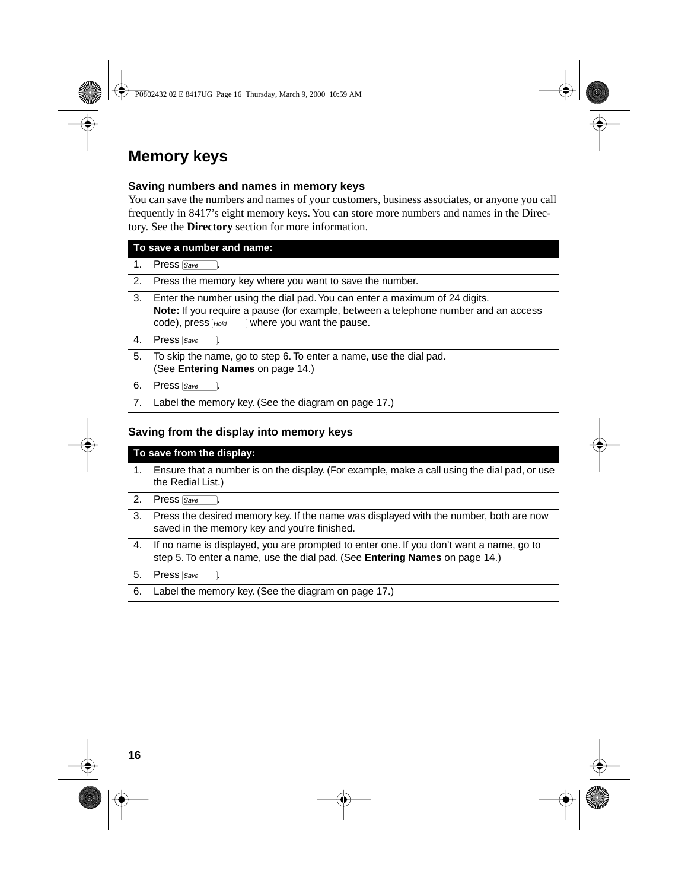# Memory keys

### Saving numbers and names in memory keys

You can save the numbers and names of your customers, business associates, or anyone you call frequently in 8417's eight memory keys. You can store more numbers and names in the Directory. See the **Directory** section for more information.

| To save a number and name: | |
|---|---|
| 1. | Press *Save*. |
| 2. | Press the memory key where you want to save the number. |
| 3. | Enter the number using the dial pad. You can enter a maximum of 24 digits.<br>**Note:** If you require a pause (for example, between a telephone number and an access code), press *Hold* where you want the pause. |
| 4. | Press *Save*. |
| 5. | To skip the name, go to step 6. To enter a name, use the dial pad.<br>(See **Entering Names** on page 14.) |
| 6. | Press *Save*. |
| 7. | Label the memory key. (See the diagram on page 17.) |

### Saving from the display into memory keys

| To save from the display: | |
|---|---|
| 1. | Ensure that a number is on the display. (For example, make a call using the dial pad, or use the Redial List.) |
| 2. | Press *Save*. |
| 3. | Press the desired memory key. If the name was displayed with the number, both are now saved in the memory key and you're finished. |
| 4. | If no name is displayed, you are prompted to enter one. If you don't want a name, go to step 5. To enter a name, use the dial pad. (See **Entering Names** on page 14.) |
| 5. | Press *Save*. |
| 6. | Label the memory key. (See the diagram on page 17.) |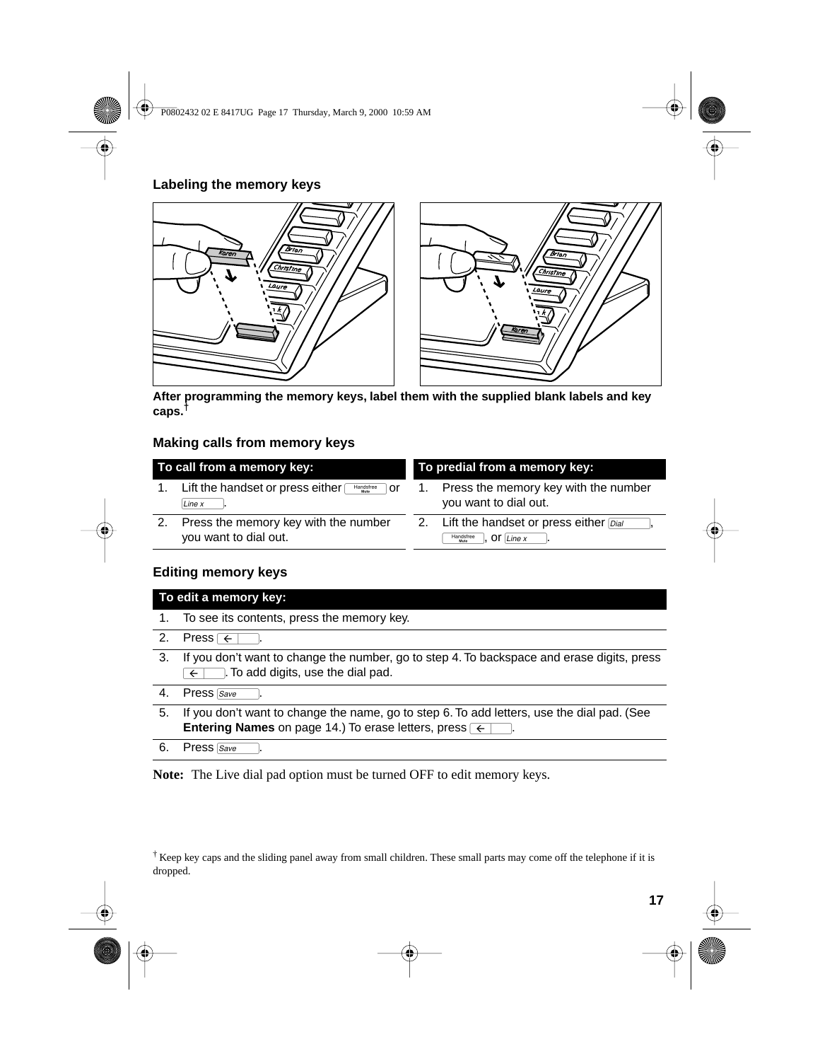## Labeling the memory keys

**After programming the memory keys, label them with the supplied blank labels and key caps.**†

## Making calls from memory keys

| To call from a memory key: |
|---|
| 1. Lift the handset or press either Handsfree/Mute or Line x. |
| 2. Press the memory key with the number you want to dial out. |

| To predial from a memory key: |
|---|
| 1. Press the memory key with the number you want to dial out. |
| 2. Lift the handset or press either Dial, Handsfree/Mute, or Line x. |

## Editing memory keys

| To edit a memory key: |
|---|
| 1. To see its contents, press the memory key. |
| 2. Press ←. |
| 3. If you don't want to change the number, go to step 4. To backspace and erase digits, press ←. To add digits, use the dial pad. |
| 4. Press Save. |
| 5. If you don't want to change the name, go to step 6. To add letters, use the dial pad. (See **Entering Names** on page 14.) To erase letters, press ←. |
| 6. Press Save. |

**Note:** The Live dial pad option must be turned OFF to edit memory keys.

† Keep key caps and the sliding panel away from small children. These small parts may come off the telephone if it is dropped.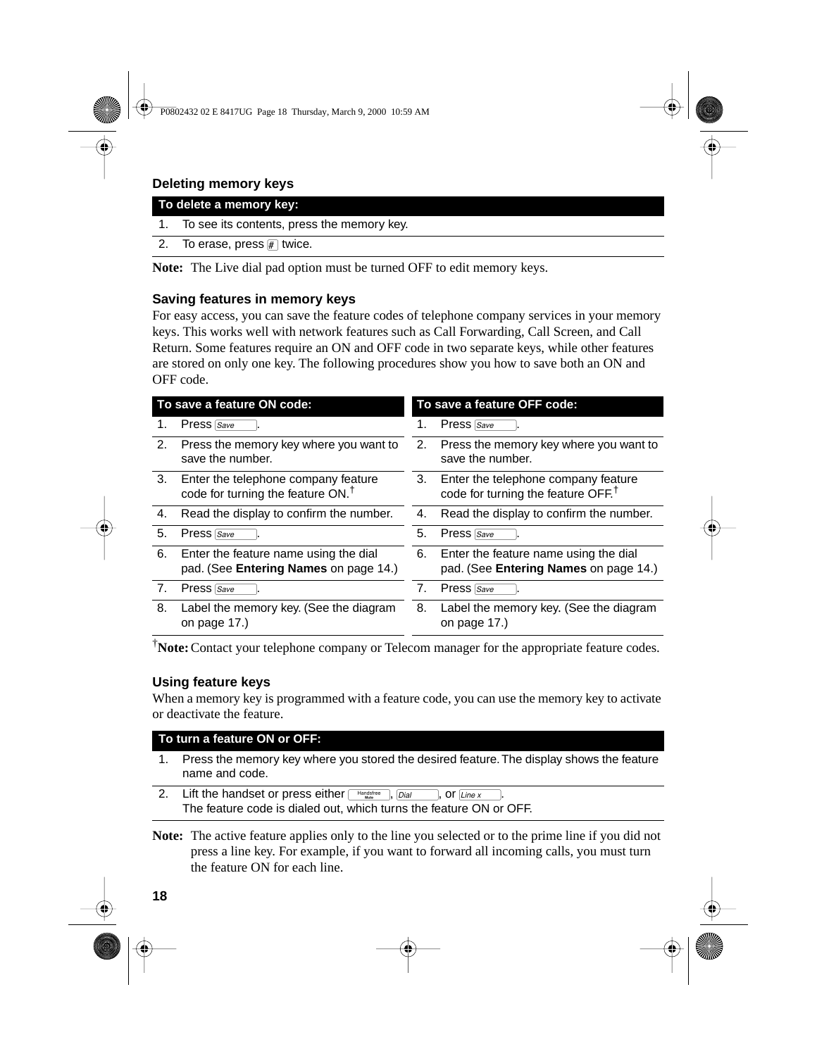### Deleting memory keys

| To delete a memory key: | |
|---|---|
| 1. | To see its contents, press the memory key. |
| 2. | To erase, press # twice. |

**Note:** The Live dial pad option must be turned OFF to edit memory keys.

### Saving features in memory keys

For easy access, you can save the feature codes of telephone company services in your memory keys. This works well with network features such as Call Forwarding, Call Screen, and Call Return. Some features require an ON and OFF code in two separate keys, while other features are stored on only one key. The following procedures show you how to save both an ON and OFF code.

| To save a feature ON code: | |
|---|---|
| 1. | Press Save. |
| 2. | Press the memory key where you want to save the number. |
| 3. | Enter the telephone company feature code for turning the feature ON.† |
| 4. | Read the display to confirm the number. |
| 5. | Press Save. |
| 6. | Enter the feature name using the dial pad. (See **Entering Names** on page 14.) |
| 7. | Press Save. |
| 8. | Label the memory key. (See the diagram on page 17.) |

| To save a feature OFF code: | |
|---|---|
| 1. | Press Save. |
| 2. | Press the memory key where you want to save the number. |
| 3. | Enter the telephone company feature code for turning the feature OFF.† |
| 4. | Read the display to confirm the number. |
| 5. | Press Save. |
| 6. | Enter the feature name using the dial pad. (See **Entering Names** on page 14.) |
| 7. | Press Save. |
| 8. | Label the memory key. (See the diagram on page 17.) |

†**Note:** Contact your telephone company or Telecom manager for the appropriate feature codes.

### Using feature keys

When a memory key is programmed with a feature code, you can use the memory key to activate or deactivate the feature.

| To turn a feature ON or OFF: | |
|---|---|
| 1. | Press the memory key where you stored the desired feature. The display shows the feature name and code. |
| 2. | Lift the handset or press either Handsfree/Mute, Dial, or Line x. The feature code is dialed out, which turns the feature ON or OFF. |

**Note:** The active feature applies only to the line you selected or to the prime line if you did not press a line key. For example, if you want to forward all incoming calls, you must turn the feature ON for each line.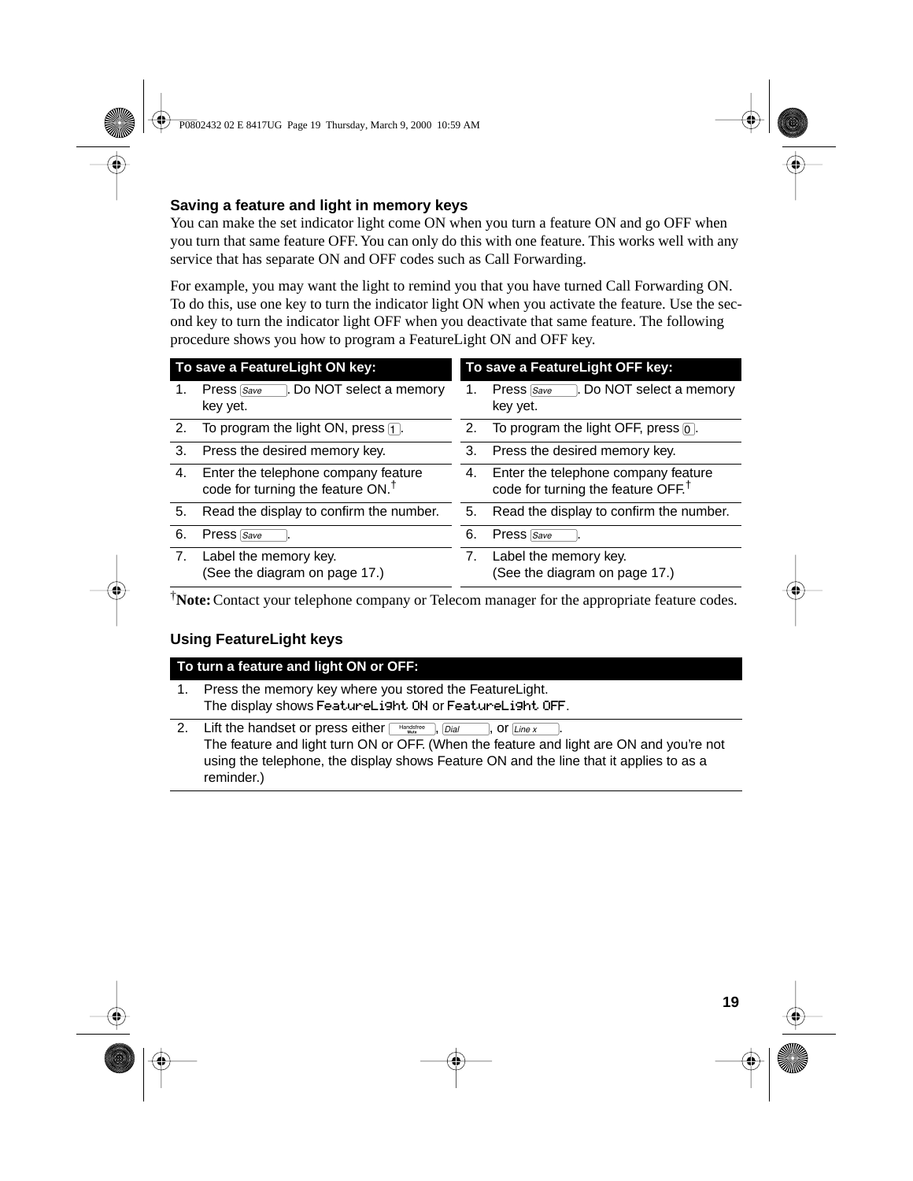## Saving a feature and light in memory keys

You can make the set indicator light come ON when you turn a feature ON and go OFF when you turn that same feature OFF. You can only do this with one feature. This works well with any service that has separate ON and OFF codes such as Call Forwarding.

For example, you may want the light to remind you that you have turned Call Forwarding ON. To do this, use one key to turn the indicator light ON when you activate the feature. Use the second key to turn the indicator light OFF when you deactivate that same feature. The following procedure shows you how to program a FeatureLight ON and OFF key.

| To save a FeatureLight ON key: | |
|---|---|
| 1. | Press Save. Do NOT select a memory key yet. |
| 2. | To program the light ON, press 1. |
| 3. | Press the desired memory key. |
| 4. | Enter the telephone company feature code for turning the feature ON.† |
| 5. | Read the display to confirm the number. |
| 6. | Press Save. |
| 7. | Label the memory key. (See the diagram on page 17.) |

| To save a FeatureLight OFF key: | |
|---|---|
| 1. | Press Save. Do NOT select a memory key yet. |
| 2. | To program the light OFF, press 0. |
| 3. | Press the desired memory key. |
| 4. | Enter the telephone company feature code for turning the feature OFF.† |
| 5. | Read the display to confirm the number. |
| 6. | Press Save. |
| 7. | Label the memory key. (See the diagram on page 17.) |

†**Note:** Contact your telephone company or Telecom manager for the appropriate feature codes.

## Using FeatureLight keys

| To turn a feature and light ON or OFF: | |
|---|---|
| 1. | Press the memory key where you stored the FeatureLight. The display shows `FeatureLight ON` or `FeatureLight OFF`. |
| 2. | Lift the handset or press either Handsfree/Mute, Dial, or Line x. The feature and light turn ON or OFF. (When the feature and light are ON and you're not using the telephone, the display shows Feature ON and the line that it applies to as a reminder.) |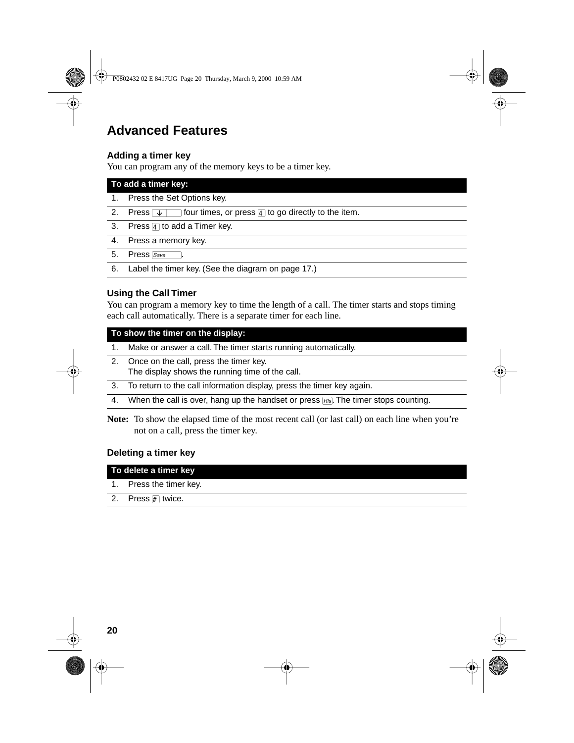# Advanced Features

### Adding a timer key

You can program any of the memory keys to be a timer key.

| To add a timer key: | |
|---|---|
| 1. | Press the Set Options key. |
| 2. | Press ↓ four times, or press 4 to go directly to the item. |
| 3. | Press 4 to add a Timer key. |
| 4. | Press a memory key. |
| 5. | Press Save. |
| 6. | Label the timer key. (See the diagram on page 17.) |

### Using the Call Timer

You can program a memory key to time the length of a call. The timer starts and stops timing each call automatically. There is a separate timer for each line.

| To show the timer on the display: | |
|---|---|
| 1. | Make or answer a call. The timer starts running automatically. |
| 2. | Once on the call, press the timer key.<br>The display shows the running time of the call. |
| 3. | To return to the call information display, press the timer key again. |
| 4. | When the call is over, hang up the handset or press Rls. The timer stops counting. |

**Note:** To show the elapsed time of the most recent call (or last call) on each line when you're not on a call, press the timer key.

### Deleting a timer key

| To delete a timer key | |
|---|---|
| 1. | Press the timer key. |
| 2. | Press # twice. |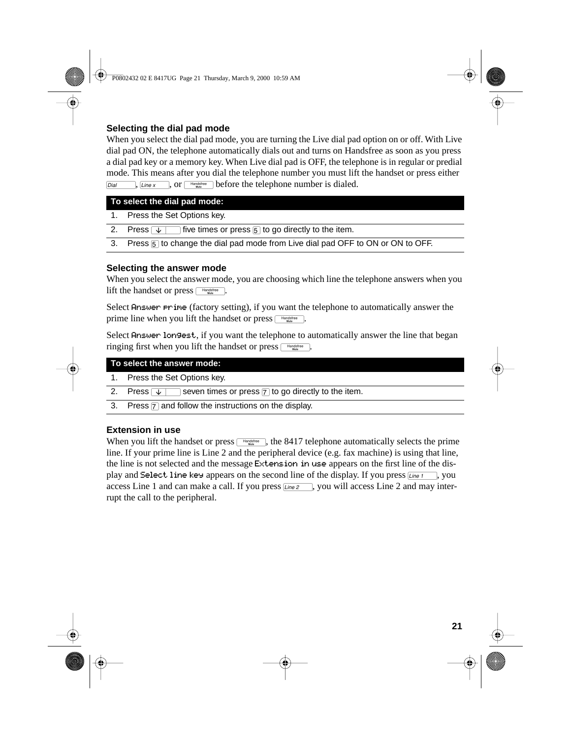### Selecting the dial pad mode

When you select the dial pad mode, you are turning the Live dial pad option on or off. With Live dial pad ON, the telephone automatically dials out and turns on Handsfree as soon as you press a dial pad key or a memory key. When Live dial pad is OFF, the telephone is in regular or predial mode. This means after you dial the telephone number you must lift the handset or press either Dial, Line x, or Handsfree/Mute before the telephone number is dialed.

| To select the dial pad mode: | |
|---|---|
| 1. | Press the Set Options key. |
| 2. | Press ↓ five times or press 5 to go directly to the item. |
| 3. | Press 5 to change the dial pad mode from Live dial pad OFF to ON or ON to OFF. |

### Selecting the answer mode

When you select the answer mode, you are choosing which line the telephone answers when you lift the handset or press Handsfree/Mute.

Select `Answer prime` (factory setting), if you want the telephone to automatically answer the prime line when you lift the handset or press Handsfree/Mute.

Select `Answer longest`, if you want the telephone to automatically answer the line that began ringing first when you lift the handset or press Handsfree/Mute.

| To select the answer mode: | |
|---|---|
| 1. | Press the Set Options key. |
| 2. | Press ↓ seven times or press 7 to go directly to the item. |
| 3. | Press 7 and follow the instructions on the display. |

### Extension in use

When you lift the handset or press Handsfree/Mute, the 8417 telephone automatically selects the prime line. If your prime line is Line 2 and the peripheral device (e.g. fax machine) is using that line, the line is not selected and the message `Extension in use` appears on the first line of the display and `Select line key` appears on the second line of the display. If you press Line 1, you access Line 1 and can make a call. If you press Line 2, you will access Line 2 and may interrupt the call to the peripheral.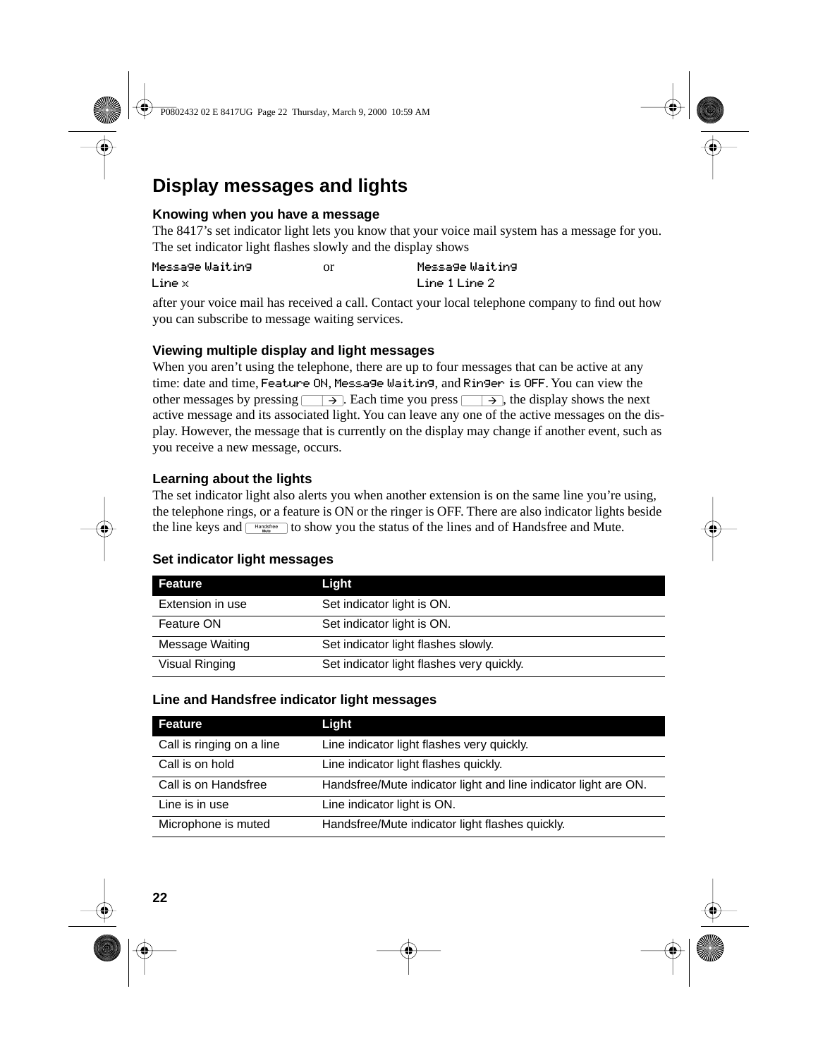## Display messages and lights

### Knowing when you have a message

The 8417's set indicator light lets you know that your voice mail system has a message for you. The set indicator light flashes slowly and the display shows

```
Message Waiting        or        Message Waiting
Line x                           Line 1 Line 2
```

after your voice mail has received a call. Contact your local telephone company to find out how you can subscribe to message waiting services.

### Viewing multiple display and light messages

When you aren't using the telephone, there are up to four messages that can be active at any time: date and time, `Feature ON`, `Message Waiting`, and `Ringer is OFF`. You can view the other messages by pressing [→]. Each time you press [→], the display shows the next active message and its associated light. You can leave any one of the active messages on the display. However, the message that is currently on the display may change if another event, such as you receive a new message, occurs.

### Learning about the lights

The set indicator light also alerts you when another extension is on the same line you're using, the telephone rings, or a feature is ON or the ringer is OFF. There are also indicator lights beside the line keys and [Handsfree Mute] to show you the status of the lines and of Handsfree and Mute.

### Set indicator light messages

| Feature | Light |
|---|---|
| Extension in use | Set indicator light is ON. |
| Feature ON | Set indicator light is ON. |
| Message Waiting | Set indicator light flashes slowly. |
| Visual Ringing | Set indicator light flashes very quickly. |

### Line and Handsfree indicator light messages

| Feature | Light |
|---|---|
| Call is ringing on a line | Line indicator light flashes very quickly. |
| Call is on hold | Line indicator light flashes quickly. |
| Call is on Handsfree | Handsfree/Mute indicator light and line indicator light are ON. |
| Line is in use | Line indicator light is ON. |
| Microphone is muted | Handsfree/Mute indicator light flashes quickly. |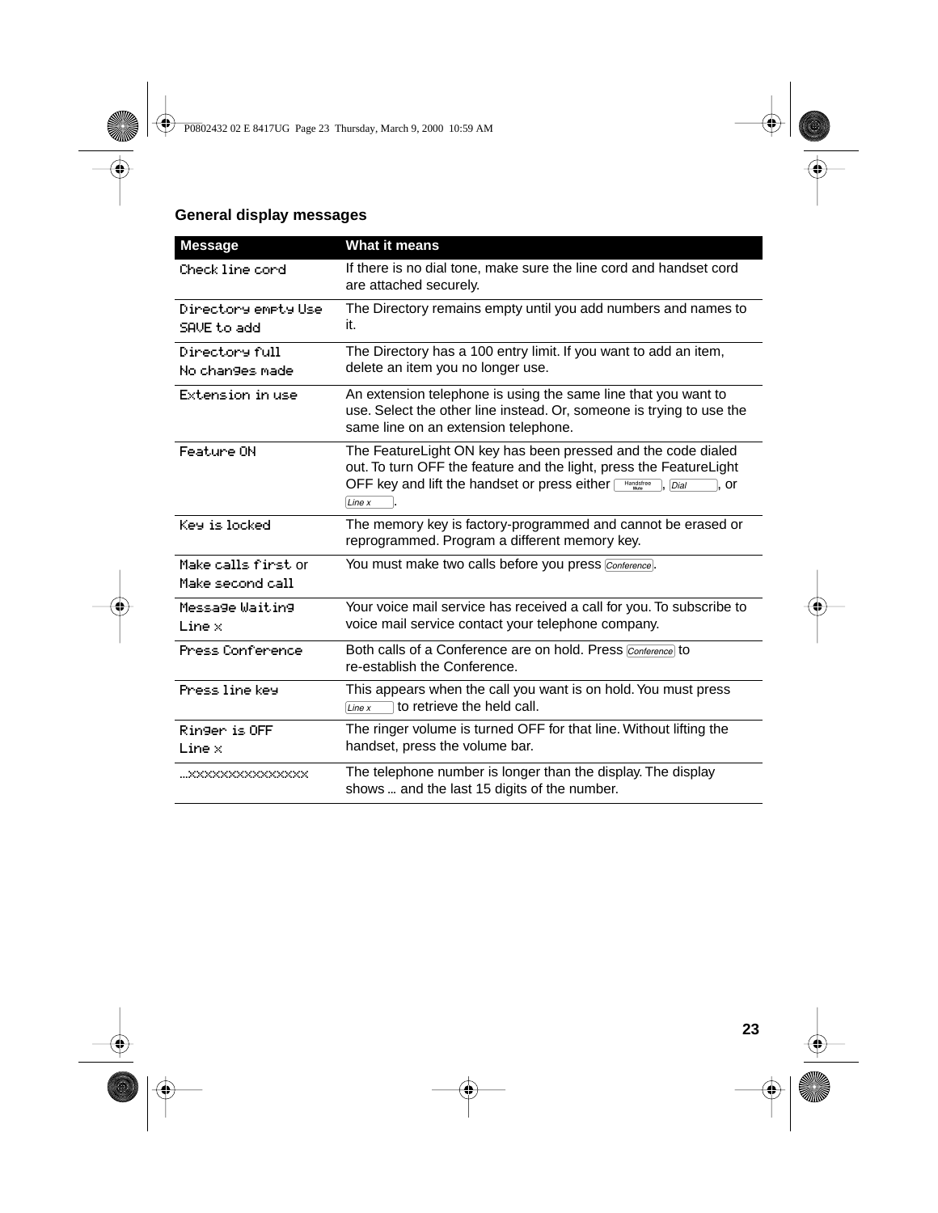## General display messages

| Message | What it means |
| --- | --- |
| Check line cord | If there is no dial tone, make sure the line cord and handset cord are attached securely. |
| Directory empty Use SAVE to add | The Directory remains empty until you add numbers and names to it. |
| Directory full No changes made | The Directory has a 100 entry limit. If you want to add an item, delete an item you no longer use. |
| Extension in use | An extension telephone is using the same line that you want to use. Select the other line instead. Or, someone is trying to use the same line on an extension telephone. |
| Feature ON | The FeatureLight ON key has been pressed and the code dialed out. To turn OFF the feature and the light, press the FeatureLight OFF key and lift the handset or press either Handsfree Mute, Dial, or Line x. |
| Key is locked | The memory key is factory-programmed and cannot be erased or reprogrammed. Program a different memory key. |
| Make calls first or Make second call | You must make two calls before you press Conference. |
| Message Waiting Line x | Your voice mail service has received a call for you. To subscribe to voice mail service contact your telephone company. |
| Press Conference | Both calls of a Conference are on hold. Press Conference to re-establish the Conference. |
| Press line key | This appears when the call you want is on hold. You must press Line x to retrieve the held call. |
| Ringer is OFF Line x | The ringer volume is turned OFF for that line. Without lifting the handset, press the volume bar. |
| ...xxxxxxxxxxxxxxx | The telephone number is longer than the display. The display shows ... and the last 15 digits of the number. |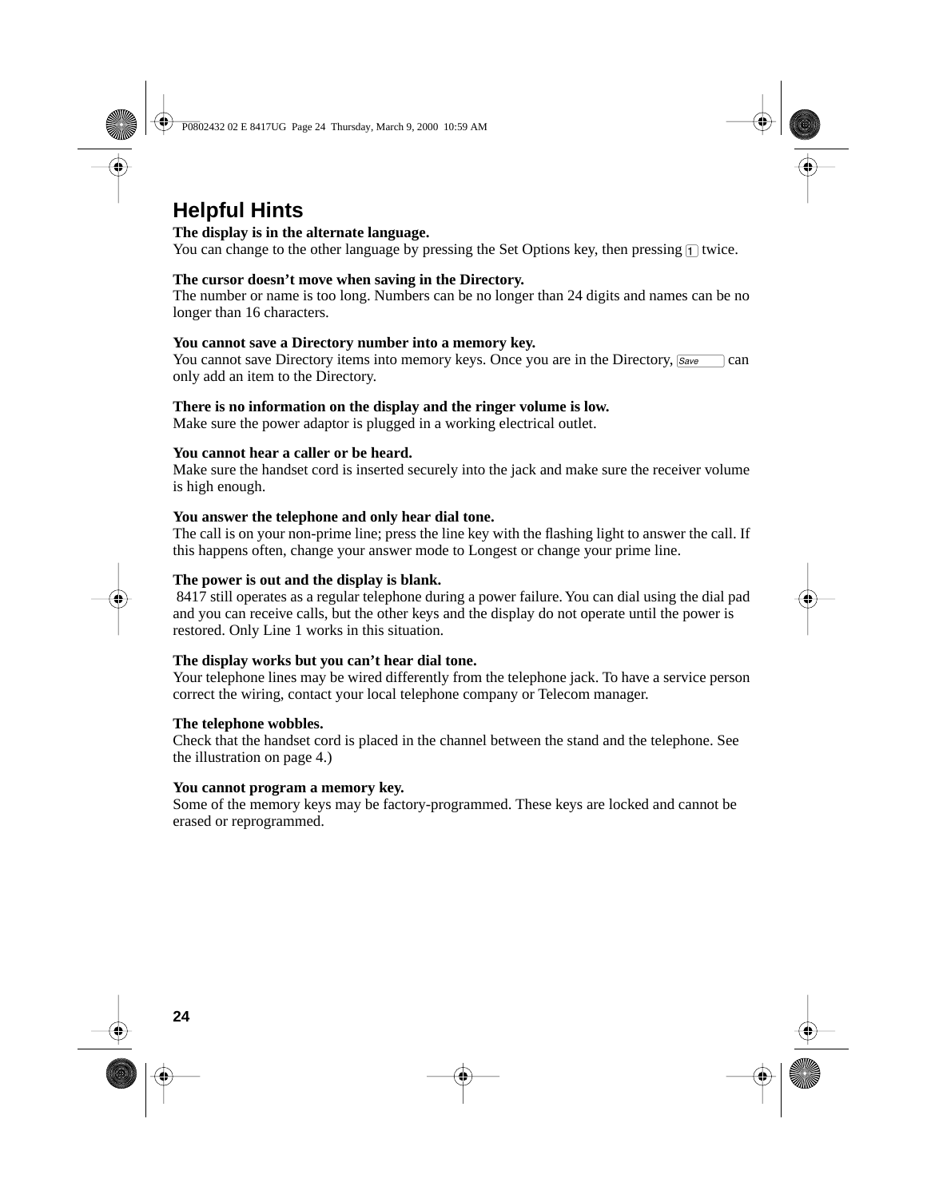## Helpful Hints

**The display is in the alternate language.**
You can change to the other language by pressing the Set Options key, then pressing 1 twice.

**The cursor doesn't move when saving in the Directory.**
The number or name is too long. Numbers can be no longer than 24 digits and names can be no longer than 16 characters.

**You cannot save a Directory number into a memory key.**
You cannot save Directory items into memory keys. Once you are in the Directory, Save can only add an item to the Directory.

**There is no information on the display and the ringer volume is low.**
Make sure the power adaptor is plugged in a working electrical outlet.

**You cannot hear a caller or be heard.**
Make sure the handset cord is inserted securely into the jack and make sure the receiver volume is high enough.

**You answer the telephone and only hear dial tone.**
The call is on your non-prime line; press the line key with the flashing light to answer the call. If this happens often, change your answer mode to Longest or change your prime line.

**The power is out and the display is blank.**
8417 still operates as a regular telephone during a power failure. You can dial using the dial pad and you can receive calls, but the other keys and the display do not operate until the power is restored. Only Line 1 works in this situation.

**The display works but you can't hear dial tone.**
Your telephone lines may be wired differently from the telephone jack. To have a service person correct the wiring, contact your local telephone company or Telecom manager.

**The telephone wobbles.**
Check that the handset cord is placed in the channel between the stand and the telephone. See the illustration on page 4.)

**You cannot program a memory key.**
Some of the memory keys may be factory-programmed. These keys are locked and cannot be erased or reprogrammed.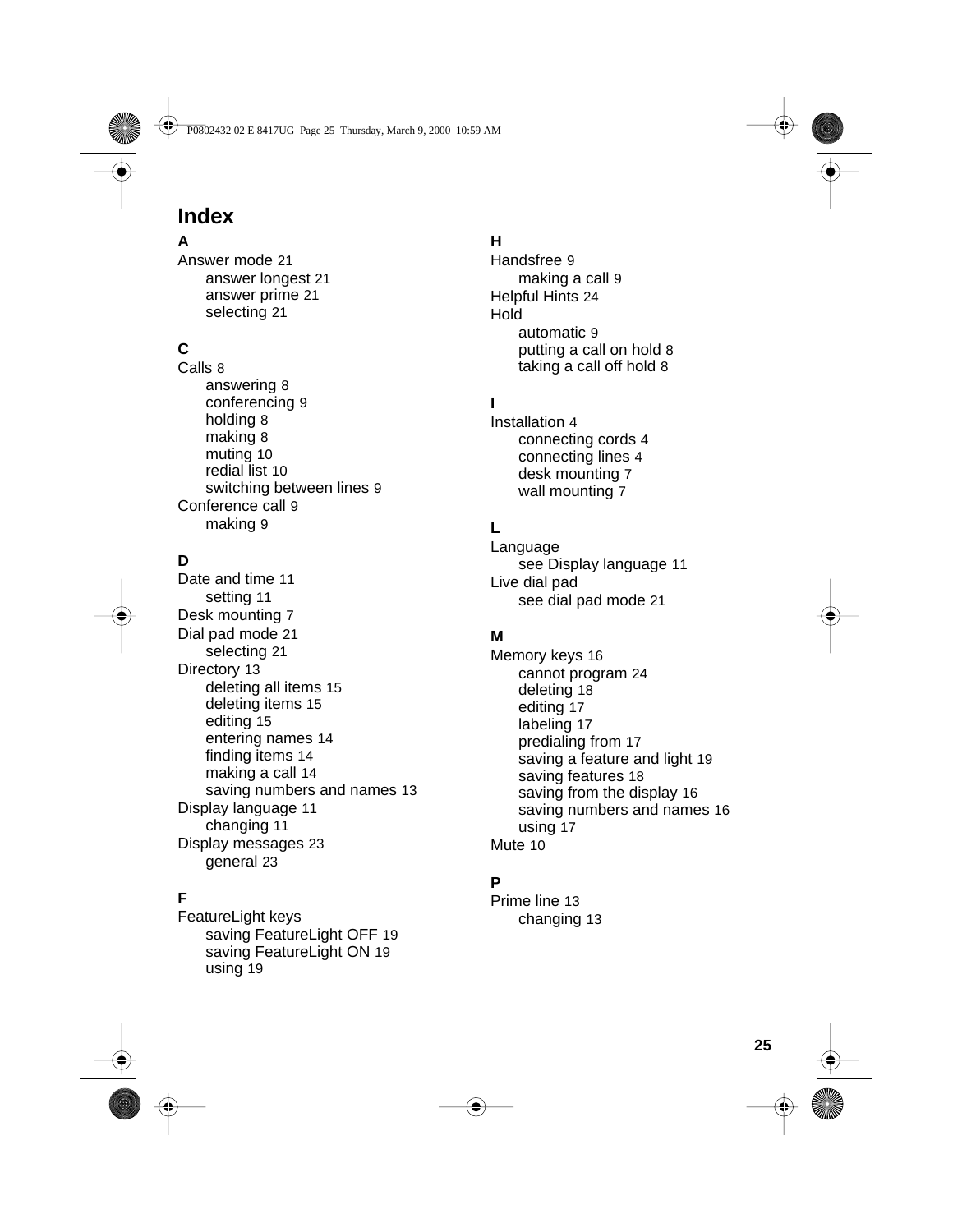# Index

**A**

Answer mode 21
- answer longest 21
- answer prime 21
- selecting 21

**C**

Calls 8
- answering 8
- conferencing 9
- holding 8
- making 8
- muting 10
- redial list 10
- switching between lines 9

Conference call 9
- making 9

**D**

Date and time 11
- setting 11

Desk mounting 7

Dial pad mode 21
- selecting 21

Directory 13
- deleting all items 15
- deleting items 15
- editing 15
- entering names 14
- finding items 14
- making a call 14
- saving numbers and names 13

Display language 11
- changing 11

Display messages 23
- general 23

**F**

FeatureLight keys
- saving FeatureLight OFF 19
- saving FeatureLight ON 19
- using 19

**H**

Handsfree 9
- making a call 9

Helpful Hints 24

Hold
- automatic 9
- putting a call on hold 8
- taking a call off hold 8

**I**

Installation 4
- connecting cords 4
- connecting lines 4
- desk mounting 7
- wall mounting 7

**L**

Language
- see Display language 11

Live dial pad
- see dial pad mode 21

**M**

Memory keys 16
- cannot program 24
- deleting 18
- editing 17
- labeling 17
- predialing from 17
- saving a feature and light 19
- saving features 18
- saving from the display 16
- saving numbers and names 16
- using 17

Mute 10

**P**

Prime line 13
- changing 13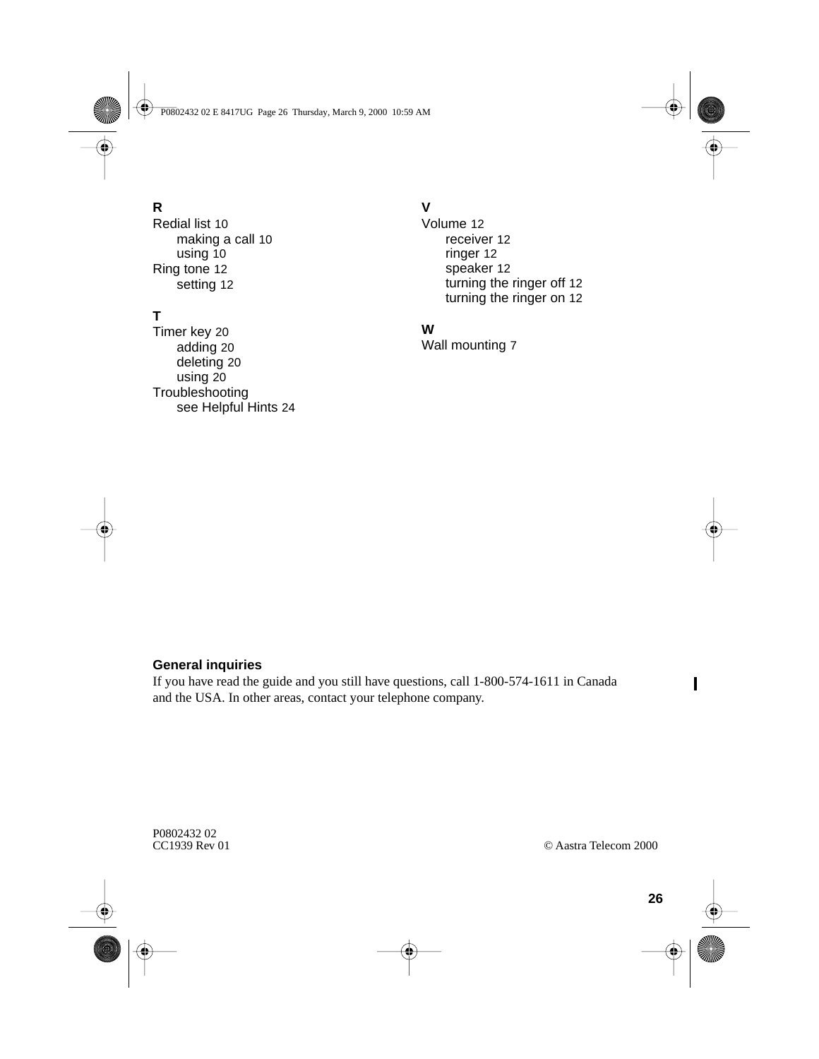**R**

Redial list 10
- making a call 10
- using 10

Ring tone 12
- setting 12

**T**

Timer key 20
- adding 20
- deleting 20
- using 20

Troubleshooting
- see Helpful Hints 24

**V**

Volume 12
- receiver 12
- ringer 12
- speaker 12
- turning the ringer off 12
- turning the ringer on 12

**W**

Wall mounting 7

**General inquiries**

If you have read the guide and you still have questions, call 1-800-574-1611 in Canada and the USA. In other areas, contact your telephone company.

P0802432 02
CC1939 Rev 01

© Aastra Telecom 2000